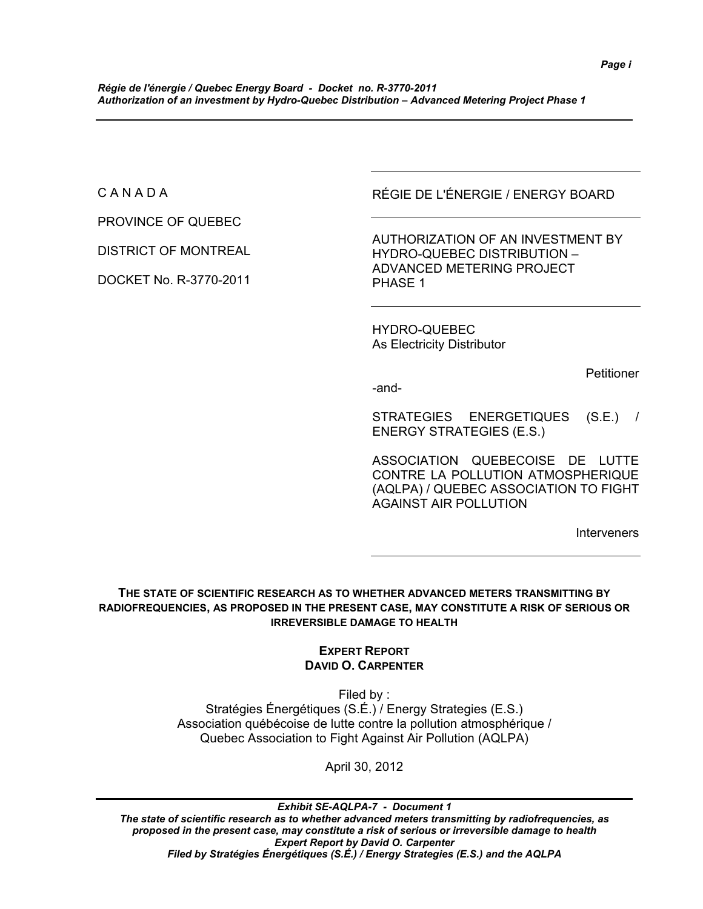C A N A D A

PROVINCE OF QUEBEC

DISTRICT OF MONTREAL

DOCKET No. R-3770-2011

RÉGIE DE L'ÉNERGIE / ENERGY BOARD

AUTHORIZATION OF AN INVESTMENT BY HYDRO-QUEBEC DISTRIBUTION – ADVANCED METERING PROJECT PHASE 1

HYDRO-QUEBEC
As Electricity Distributor

Petitioner

-and-

STRATEGIES ENERGETIQUES (S.E.) / ENERGY STRATEGIES (E.S.)

ASSOCIATION QUEBECOISE DE LUTTE CONTRE LA POLLUTION ATMOSPHERIQUE (AQLPA) / QUEBEC ASSOCIATION TO FIGHT AGAINST AIR POLLUTION

Interveners

**THE STATE OF SCIENTIFIC RESEARCH AS TO WHETHER ADVANCED METERS TRANSMITTING BY RADIOFREQUENCIES, AS PROPOSED IN THE PRESENT CASE, MAY CONSTITUTE A RISK OF SERIOUS OR IRREVERSIBLE DAMAGE TO HEALTH**

**EXPERT REPORT**
**DAVID O. CARPENTER**

Filed by :
Stratégies Énergétiques (S.É.) / Energy Strategies (E.S.)
Association québécoise de lutte contre la pollution atmosphérique / Quebec Association to Fight Against Air Pollution (AQLPA)

April 30, 2012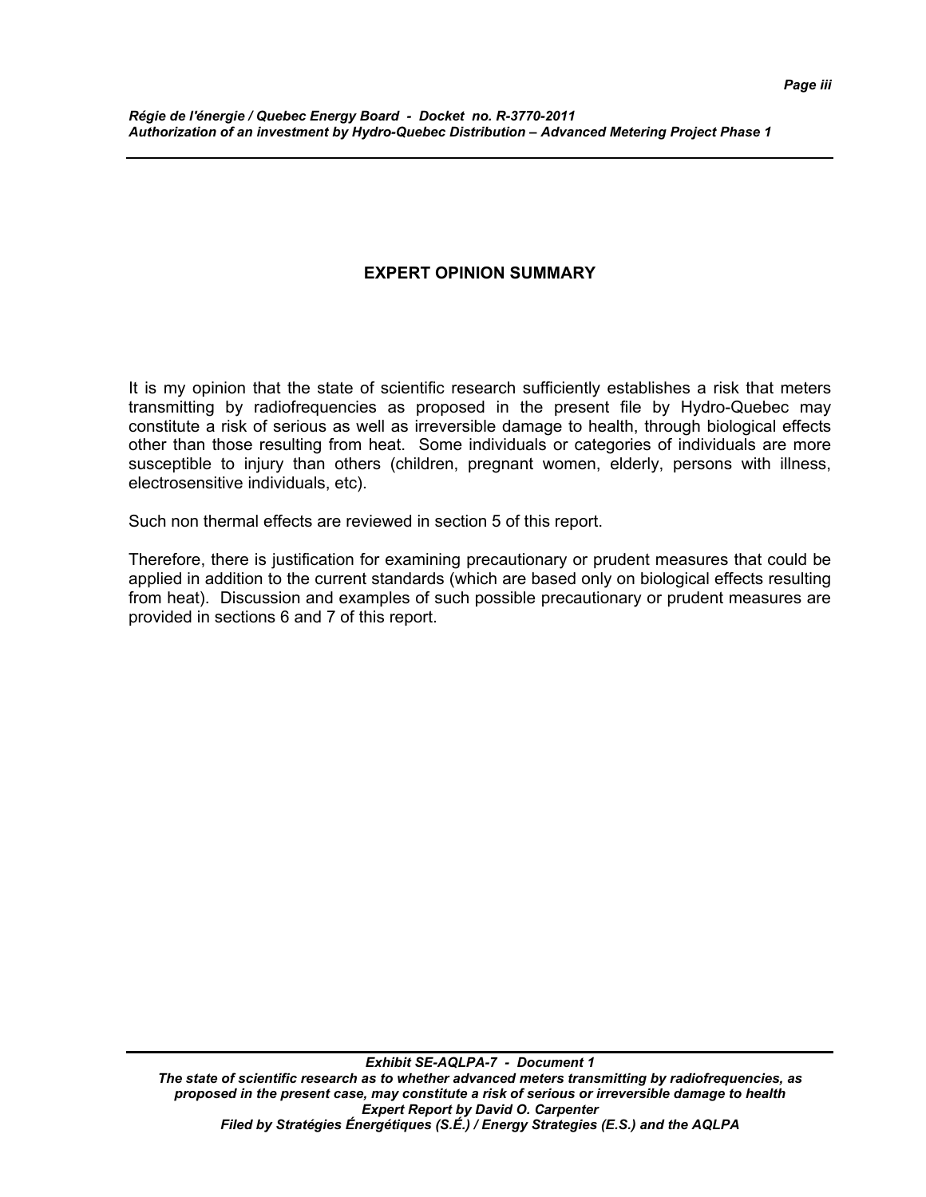## EXPERT OPINION SUMMARY

It is my opinion that the state of scientific research sufficiently establishes a risk that meters transmitting by radiofrequencies as proposed in the present file by Hydro-Quebec may constitute a risk of serious as well as irreversible damage to health, through biological effects other than those resulting from heat. Some individuals or categories of individuals are more susceptible to injury than others (children, pregnant women, elderly, persons with illness, electrosensitive individuals, etc).

Such non thermal effects are reviewed in section 5 of this report.

Therefore, there is justification for examining precautionary or prudent measures that could be applied in addition to the current standards (which are based only on biological effects resulting from heat). Discussion and examples of such possible precautionary or prudent measures are provided in sections 6 and 7 of this report.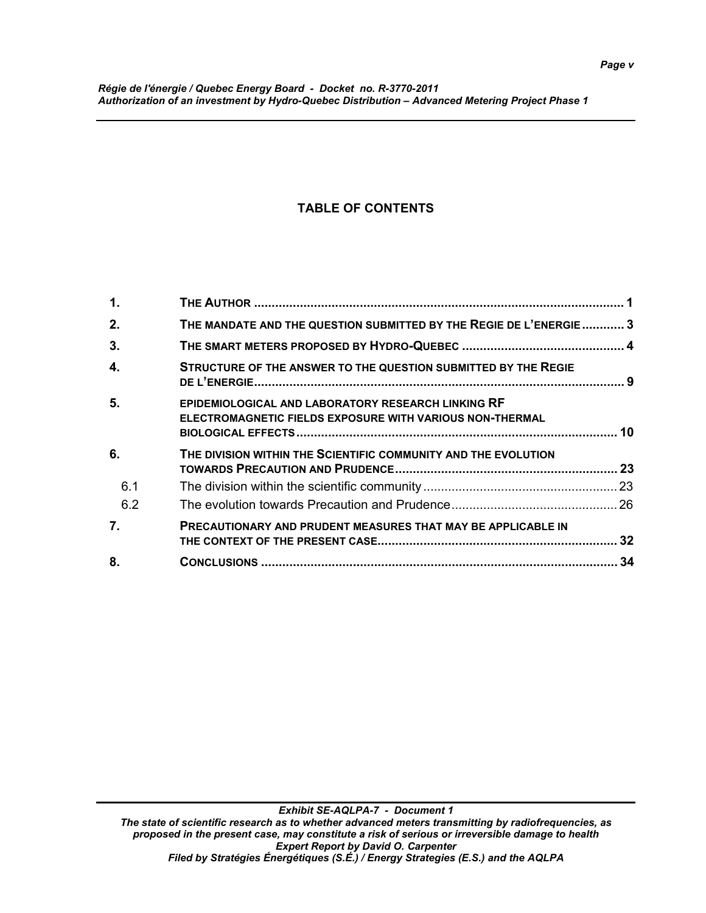# TABLE OF CONTENTS

| | | |
|---|---|---|
| **1.** | **THE AUTHOR** | **1** |
| **2.** | **THE MANDATE AND THE QUESTION SUBMITTED BY THE REGIE DE L'ENERGIE** | **3** |
| **3.** | **THE SMART METERS PROPOSED BY HYDRO-QUEBEC** | **4** |
| **4.** | **STRUCTURE OF THE ANSWER TO THE QUESTION SUBMITTED BY THE REGIE DE L'ENERGIE** | **9** |
| **5.** | **EPIDEMIOLOGICAL AND LABORATORY RESEARCH LINKING RF ELECTROMAGNETIC FIELDS EXPOSURE WITH VARIOUS NON-THERMAL BIOLOGICAL EFFECTS** | **10** |
| **6.** | **THE DIVISION WITHIN THE SCIENTIFIC COMMUNITY AND THE EVOLUTION TOWARDS PRECAUTION AND PRUDENCE** | **23** |
| 6.1 | The division within the scientific community | 23 |
| 6.2 | The evolution towards Precaution and Prudence | 26 |
| **7.** | **PRECAUTIONARY AND PRUDENT MEASURES THAT MAY BE APPLICABLE IN THE CONTEXT OF THE PRESENT CASE** | **32** |
| **8.** | **CONCLUSIONS** | **34** |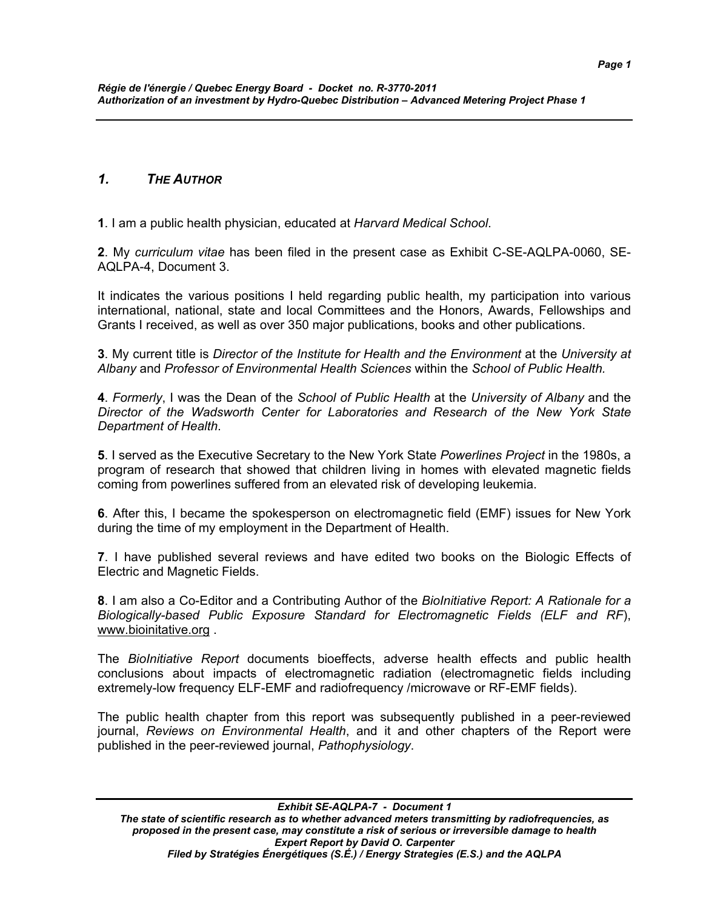## *1. THE AUTHOR*

**1**. I am a public health physician, educated at *Harvard Medical School*.

**2**. My *curriculum vitae* has been filed in the present case as Exhibit C-SE-AQLPA-0060, SE-AQLPA-4, Document 3.

It indicates the various positions I held regarding public health, my participation into various international, national, state and local Committees and the Honors, Awards, Fellowships and Grants I received, as well as over 350 major publications, books and other publications.

**3**. My current title is *Director of the Institute for Health and the Environment* at the *University at Albany* and *Professor of Environmental Health Sciences* within the *School of Public Health.*

**4**. *Formerly*, I was the Dean of the *School of Public Health* at the *University of Albany* and the *Director of the Wadsworth Center for Laboratories and Research of the New York State Department of Health*.

**5**. I served as the Executive Secretary to the New York State *Powerlines Project* in the 1980s, a program of research that showed that children living in homes with elevated magnetic fields coming from powerlines suffered from an elevated risk of developing leukemia.

**6**. After this, I became the spokesperson on electromagnetic field (EMF) issues for New York during the time of my employment in the Department of Health.

**7**. I have published several reviews and have edited two books on the Biologic Effects of Electric and Magnetic Fields.

**8**. I am also a Co-Editor and a Contributing Author of the *BioInitiative Report: A Rationale for a Biologically-based Public Exposure Standard for Electromagnetic Fields (ELF and RF)*, www.bioinitative.org .

The *BioInitiative Report* documents bioeffects, adverse health effects and public health conclusions about impacts of electromagnetic radiation (electromagnetic fields including extremely-low frequency ELF-EMF and radiofrequency /microwave or RF-EMF fields).

The public health chapter from this report was subsequently published in a peer-reviewed journal, *Reviews on Environmental Health*, and it and other chapters of the Report were published in the peer-reviewed journal, *Pathophysiology*.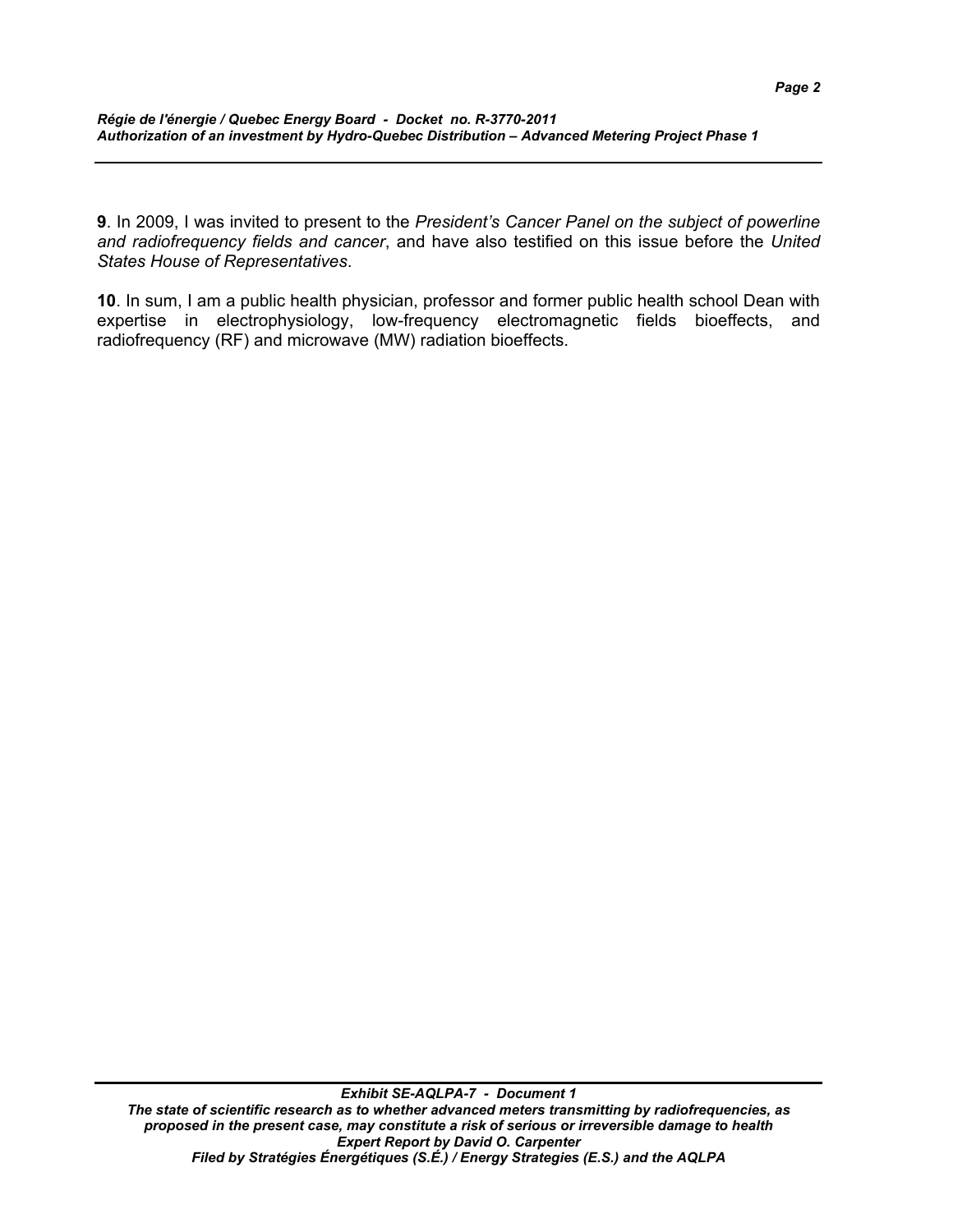**9**. In 2009, I was invited to present to the *President's Cancer Panel on the subject of powerline and radiofrequency fields and cancer*, and have also testified on this issue before the *United States House of Representatives*.

**10**. In sum, I am a public health physician, professor and former public health school Dean with expertise in electrophysiology, low-frequency electromagnetic fields bioeffects, and radiofrequency (RF) and microwave (MW) radiation bioeffects.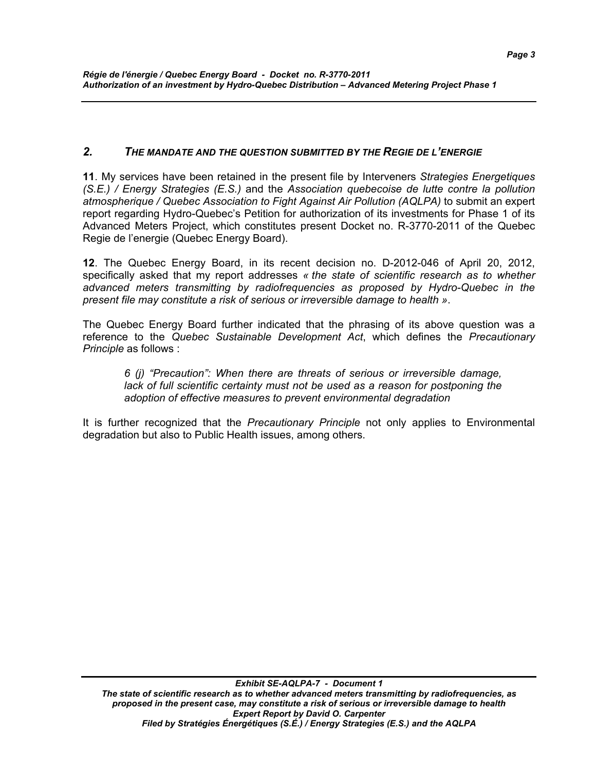## 2. THE MANDATE AND THE QUESTION SUBMITTED BY THE REGIE DE L'ENERGIE

**11**. My services have been retained in the present file by Interveners *Strategies Energetiques (S.E.) / Energy Strategies (E.S.)* and the *Association quebecoise de lutte contre la pollution atmospherique / Quebec Association to Fight Against Air Pollution (AQLPA)* to submit an expert report regarding Hydro-Quebec's Petition for authorization of its investments for Phase 1 of its Advanced Meters Project, which constitutes present Docket no. R-3770-2011 of the Quebec Regie de l'energie (Quebec Energy Board).

**12**. The Quebec Energy Board, in its recent decision no. D-2012-046 of April 20, 2012, specifically asked that my report addresses *« the state of scientific research as to whether advanced meters transmitting by radiofrequencies as proposed by Hydro-Quebec in the present file may constitute a risk of serious or irreversible damage to health »*.

The Quebec Energy Board further indicated that the phrasing of its above question was a reference to the *Quebec Sustainable Development Act*, which defines the *Precautionary Principle* as follows :

> *6 (j) "Precaution": When there are threats of serious or irreversible damage, lack of full scientific certainty must not be used as a reason for postponing the adoption of effective measures to prevent environmental degradation*

It is further recognized that the *Precautionary Principle* not only applies to Environmental degradation but also to Public Health issues, among others.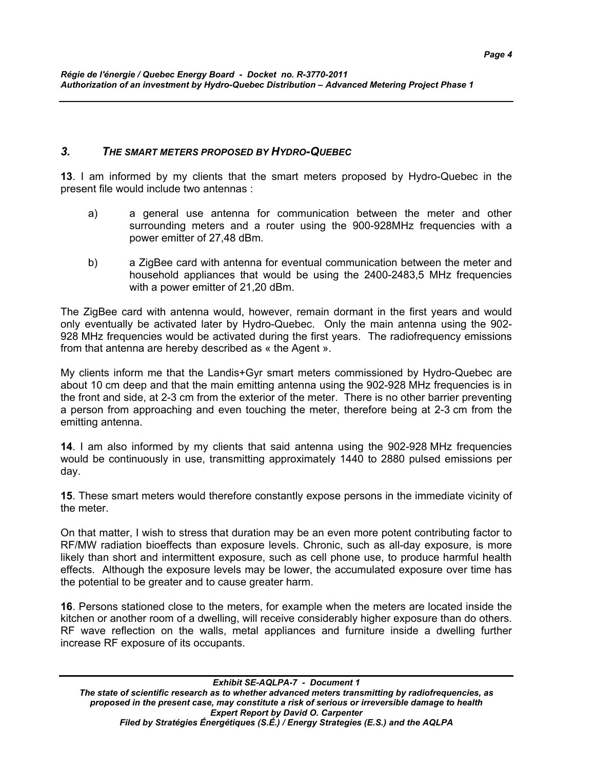## *3. THE SMART METERS PROPOSED BY HYDRO-QUEBEC*

**13**. I am informed by my clients that the smart meters proposed by Hydro-Quebec in the present file would include two antennas :

a) a general use antenna for communication between the meter and other surrounding meters and a router using the 900-928MHz frequencies with a power emitter of 27,48 dBm.

b) a ZigBee card with antenna for eventual communication between the meter and household appliances that would be using the 2400-2483,5 MHz frequencies with a power emitter of 21,20 dBm.

The ZigBee card with antenna would, however, remain dormant in the first years and would only eventually be activated later by Hydro-Quebec. Only the main antenna using the 902-928 MHz frequencies would be activated during the first years. The radiofrequency emissions from that antenna are hereby described as « the Agent ».

My clients inform me that the Landis+Gyr smart meters commissioned by Hydro-Quebec are about 10 cm deep and that the main emitting antenna using the 902-928 MHz frequencies is in the front and side, at 2-3 cm from the exterior of the meter. There is no other barrier preventing a person from approaching and even touching the meter, therefore being at 2-3 cm from the emitting antenna.

**14**. I am also informed by my clients that said antenna using the 902-928 MHz frequencies would be continuously in use, transmitting approximately 1440 to 2880 pulsed emissions per day.

**15**. These smart meters would therefore constantly expose persons in the immediate vicinity of the meter.

On that matter, I wish to stress that duration may be an even more potent contributing factor to RF/MW radiation bioeffects than exposure levels. Chronic, such as all-day exposure, is more likely than short and intermittent exposure, such as cell phone use, to produce harmful health effects. Although the exposure levels may be lower, the accumulated exposure over time has the potential to be greater and to cause greater harm.

**16**. Persons stationed close to the meters, for example when the meters are located inside the kitchen or another room of a dwelling, will receive considerably higher exposure than do others. RF wave reflection on the walls, metal appliances and furniture inside a dwelling further increase RF exposure of its occupants.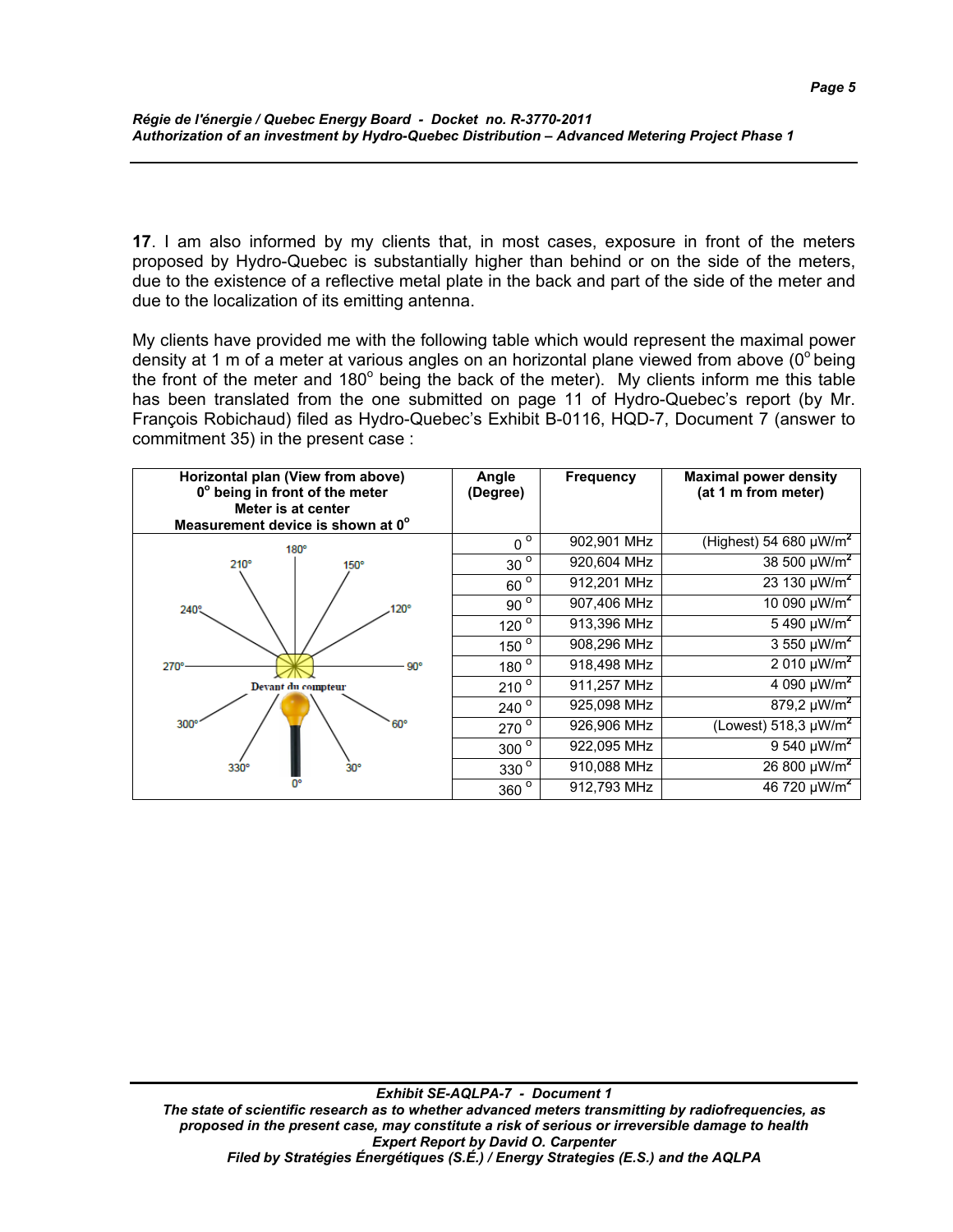**17**. I am also informed by my clients that, in most cases, exposure in front of the meters proposed by Hydro-Quebec is substantially higher than behind or on the side of the meters, due to the existence of a reflective metal plate in the back and part of the side of the meter and due to the localization of its emitting antenna.

My clients have provided me with the following table which would represent the maximal power density at 1 m of a meter at various angles on an horizontal plane viewed from above (0° being the front of the meter and 180° being the back of the meter). My clients inform me this table has been translated from the one submitted on page 11 of Hydro-Quebec's report (by Mr. François Robichaud) filed as Hydro-Quebec's Exhibit B-0116, HQD-7, Document 7 (answer to commitment 35) in the present case :

| Horizontal plan (View from above) 0° being in front of the meter Meter is at center Measurement device is shown at 0° | Angle (Degree) | Frequency | Maximal power density (at 1 m from meter) |
|---|---|---|---|
| 180°, 210°, 150°, 240°, 120°, 270°, 90°, Devant du compteur, 300°, 60°, 330°, 30°, 0° | 0° | 902,901 MHz | (Highest) 54 680 µW/m² |
| | 30° | 920,604 MHz | 38 500 µW/m² |
| | 60° | 912,201 MHz | 23 130 µW/m² |
| | 90° | 907,406 MHz | 10 090 µW/m² |
| | 120° | 913,396 MHz | 5 490 µW/m² |
| | 150° | 908,296 MHz | 3 550 µW/m² |
| | 180° | 918,498 MHz | 2 010 µW/m² |
| | 210° | 911,257 MHz | 4 090 µW/m² |
| | 240° | 925,098 MHz | 879,2 µW/m² |
| | 270° | 926,906 MHz | (Lowest) 518,3 µW/m² |
| | 300° | 922,095 MHz | 9 540 µW/m² |
| | 330° | 910,088 MHz | 26 800 µW/m² |
| | 360° | 912,793 MHz | 46 720 µW/m² |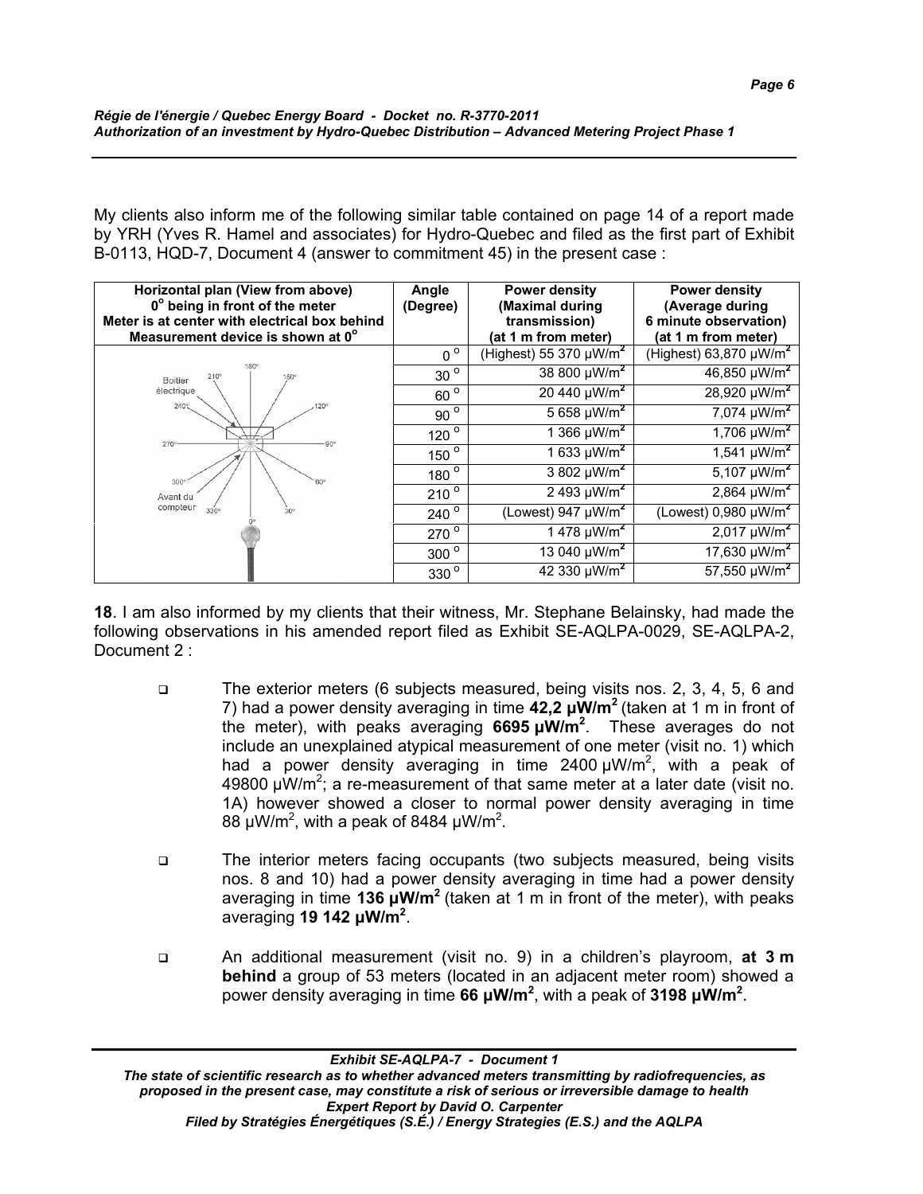My clients also inform me of the following similar table contained on page 14 of a report made by YRH (Yves R. Hamel and associates) for Hydro-Quebec and filed as the first part of Exhibit B-0113, HQD-7, Document 4 (answer to commitment 45) in the present case :

| Horizontal plan (View from above) 0° being in front of the meter Meter is at center with electrical box behind Measurement device is shown at 0° | Angle (Degree) | Power density (Maximal during transmission) (at 1 m from meter) | Power density (Average during 6 minute observation) (at 1 m from meter) |
|---|---|---|---|
| | 0° | (Highest) 55 370 μW/m² | (Highest) 63,870 μW/m² |
| | 30° | 38 800 μW/m² | 46,850 μW/m² |
| | 60° | 20 440 μW/m² | 28,920 μW/m² |
| | 90° | 5 658 μW/m² | 7,074 μW/m² |
| | 120° | 1 366 μW/m² | 1,706 μW/m² |
| | 150° | 1 633 μW/m² | 1,541 μW/m² |
| | 180° | 3 802 μW/m² | 5,107 μW/m² |
| | 210° | 2 493 μW/m² | 2,864 μW/m² |
| | 240° | (Lowest) 947 μW/m² | (Lowest) 0,980 μW/m² |
| | 270° | 1 478 μW/m² | 2,017 μW/m² |
| | 300° | 13 040 μW/m² | 17,630 μW/m² |
| | 330° | 42 330 μW/m² | 57,550 μW/m² |

**18**. I am also informed by my clients that their witness, Mr. Stephane Belainsky, had made the following observations in his amended report filed as Exhibit SE-AQLPA-0029, SE-AQLPA-2, Document 2 :

- The exterior meters (6 subjects measured, being visits nos. 2, 3, 4, 5, 6 and 7) had a power density averaging in time **42,2 μW/m²** (taken at 1 m in front of the meter), with peaks averaging **6695 μW/m²**. These averages do not include an unexplained atypical measurement of one meter (visit no. 1) which had a power density averaging in time 2400 μW/m², with a peak of 49800 μW/m²; a re-measurement of that same meter at a later date (visit no. 1A) however showed a closer to normal power density averaging in time 88 μW/m², with a peak of 8484 μW/m².

- The interior meters facing occupants (two subjects measured, being visits nos. 8 and 10) had a power density averaging in time had a power density averaging in time **136 μW/m²** (taken at 1 m in front of the meter), with peaks averaging **19 142 μW/m²**.

- An additional measurement (visit no. 9) in a children's playroom, **at 3 m behind** a group of 53 meters (located in an adjacent meter room) showed a power density averaging in time **66 μW/m²**, with a peak of **3198 μW/m²**.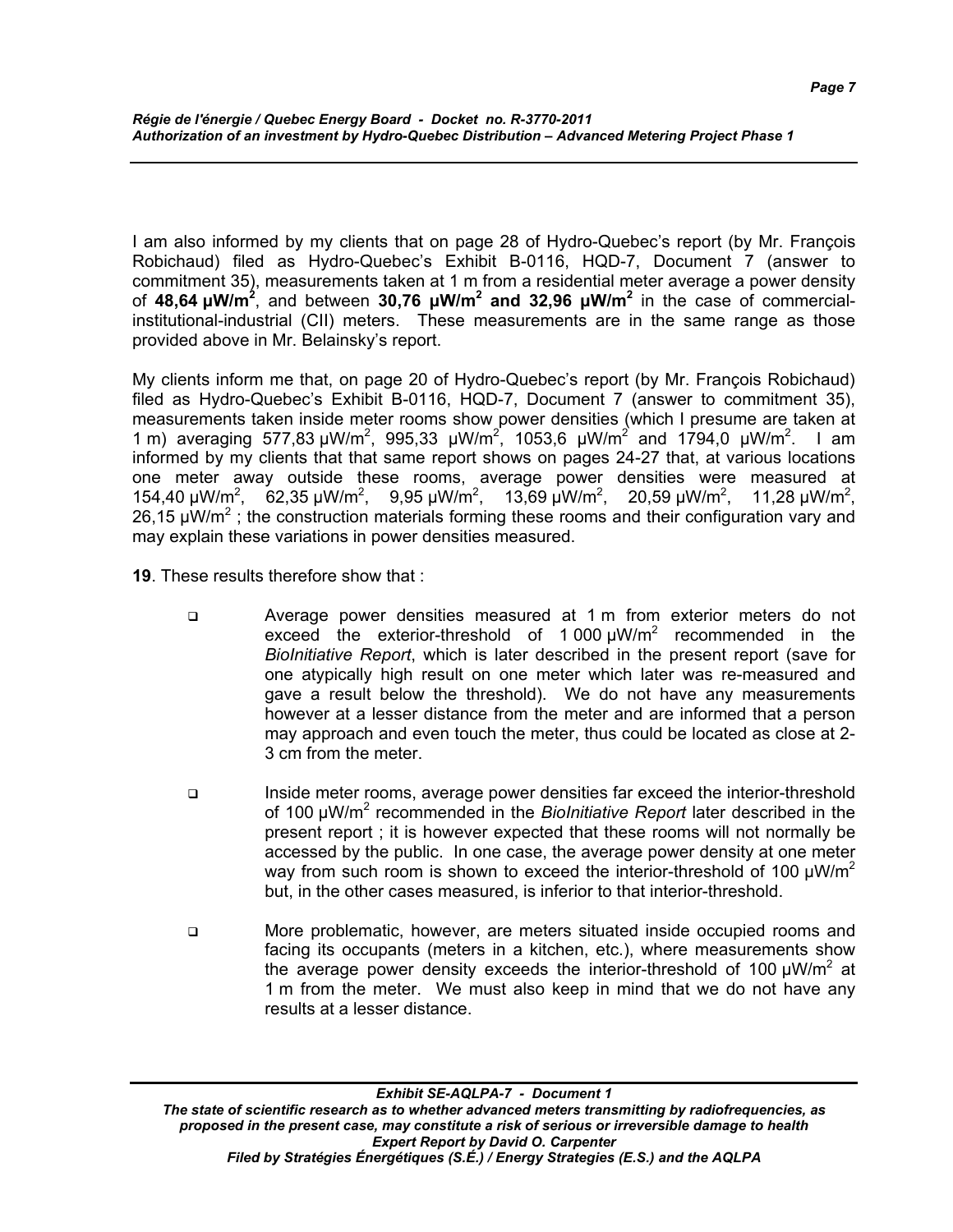I am also informed by my clients that on page 28 of Hydro-Quebec's report (by Mr. François Robichaud) filed as Hydro-Quebec's Exhibit B-0116, HQD-7, Document 7 (answer to commitment 35), measurements taken at 1 m from a residential meter average a power density of **48,64 μW/m²**, and between **30,76 μW/m² and 32,96 μW/m²** in the case of commercial-institutional-industrial (CII) meters. These measurements are in the same range as those provided above in Mr. Belainsky's report.

My clients inform me that, on page 20 of Hydro-Quebec's report (by Mr. François Robichaud) filed as Hydro-Quebec's Exhibit B-0116, HQD-7, Document 7 (answer to commitment 35), measurements taken inside meter rooms show power densities (which I presume are taken at 1 m) averaging 577,83 μW/m², 995,33 μW/m², 1053,6 μW/m² and 1794,0 μW/m². I am informed by my clients that that same report shows on pages 24-27 that, at various locations one meter away outside these rooms, average power densities were measured at 154,40 μW/m², 62,35 μW/m², 9,95 μW/m², 13,69 μW/m², 20,59 μW/m², 11,28 μW/m², 26,15 μW/m² ; the construction materials forming these rooms and their configuration vary and may explain these variations in power densities measured.

**19**. These results therefore show that :

- Average power densities measured at 1 m from exterior meters do not exceed the exterior-threshold of 1 000 μW/m² recommended in the *BioInitiative Report*, which is later described in the present report (save for one atypically high result on one meter which later was re-measured and gave a result below the threshold). We do not have any measurements however at a lesser distance from the meter and are informed that a person may approach and even touch the meter, thus could be located as close at 2-3 cm from the meter.

- Inside meter rooms, average power densities far exceed the interior-threshold of 100 μW/m² recommended in the *BioInitiative Report* later described in the present report ; it is however expected that these rooms will not normally be accessed by the public. In one case, the average power density at one meter way from such room is shown to exceed the interior-threshold of 100 μW/m² but, in the other cases measured, is inferior to that interior-threshold.

- More problematic, however, are meters situated inside occupied rooms and facing its occupants (meters in a kitchen, etc.), where measurements show the average power density exceeds the interior-threshold of 100 μW/m² at 1 m from the meter. We must also keep in mind that we do not have any results at a lesser distance.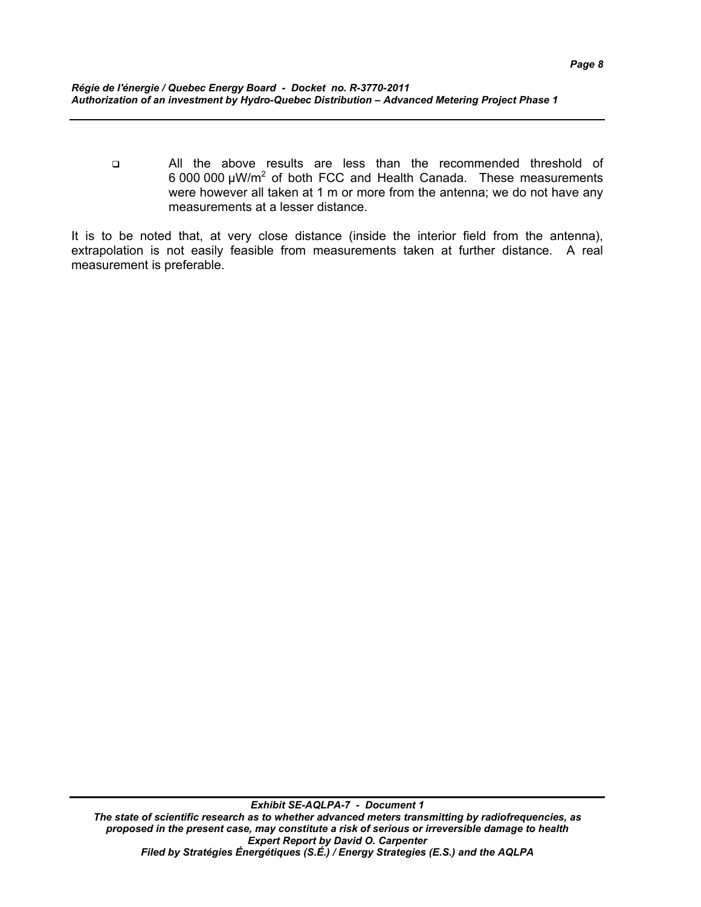- All the above results are less than the recommended threshold of 6 000 000 μW/m$^2$ of both FCC and Health Canada. These measurements were however all taken at 1 m or more from the antenna; we do not have any measurements at a lesser distance.

It is to be noted that, at very close distance (inside the interior field from the antenna), extrapolation is not easily feasible from measurements taken at further distance. A real measurement is preferable.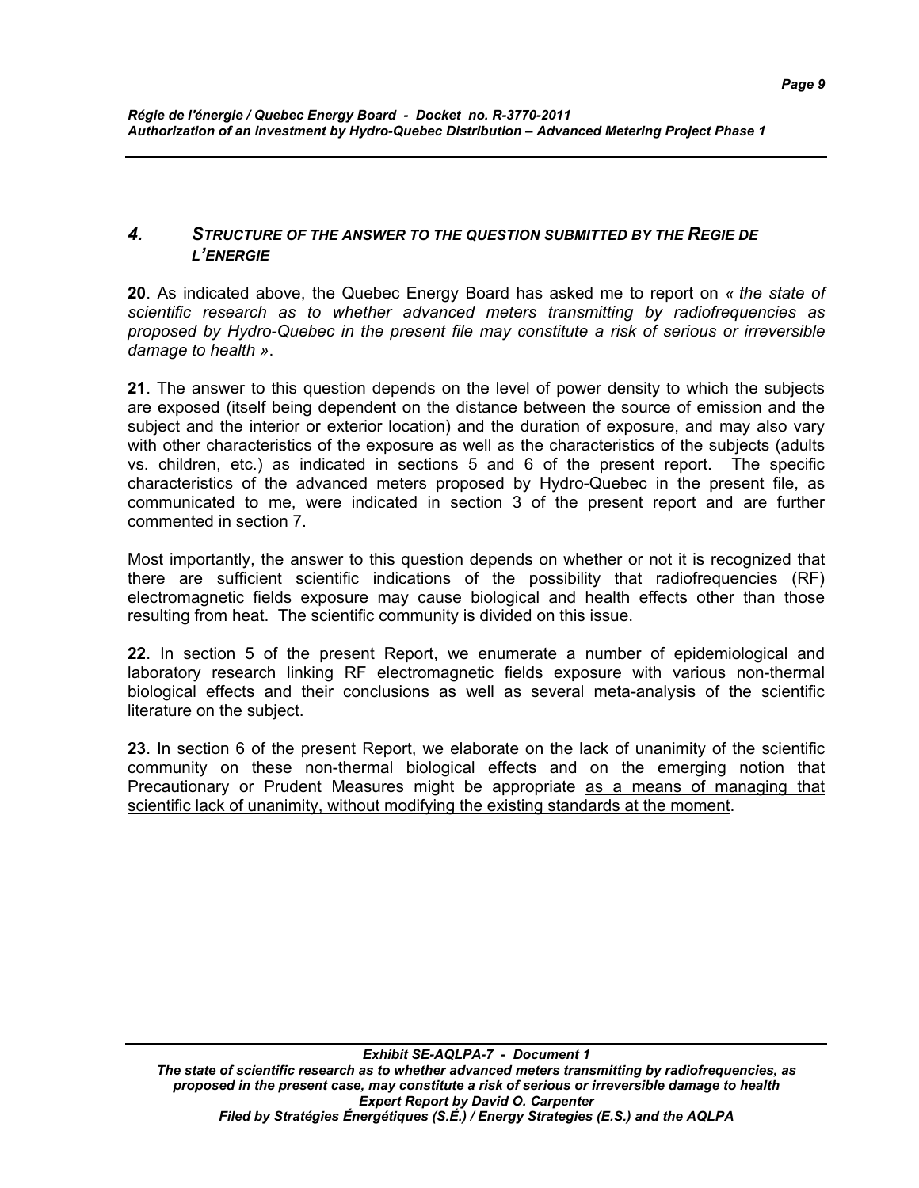## 4. *STRUCTURE OF THE ANSWER TO THE QUESTION SUBMITTED BY THE REGIE DE L'ENERGIE*

**20**. As indicated above, the Quebec Energy Board has asked me to report on *« the state of scientific research as to whether advanced meters transmitting by radiofrequencies as proposed by Hydro-Quebec in the present file may constitute a risk of serious or irreversible damage to health »*.

**21**. The answer to this question depends on the level of power density to which the subjects are exposed (itself being dependent on the distance between the source of emission and the subject and the interior or exterior location) and the duration of exposure, and may also vary with other characteristics of the exposure as well as the characteristics of the subjects (adults vs. children, etc.) as indicated in sections 5 and 6 of the present report. The specific characteristics of the advanced meters proposed by Hydro-Quebec in the present file, as communicated to me, were indicated in section 3 of the present report and are further commented in section 7.

Most importantly, the answer to this question depends on whether or not it is recognized that there are sufficient scientific indications of the possibility that radiofrequencies (RF) electromagnetic fields exposure may cause biological and health effects other than those resulting from heat. The scientific community is divided on this issue.

**22**. In section 5 of the present Report, we enumerate a number of epidemiological and laboratory research linking RF electromagnetic fields exposure with various non-thermal biological effects and their conclusions as well as several meta-analysis of the scientific literature on the subject.

**23**. In section 6 of the present Report, we elaborate on the lack of unanimity of the scientific community on these non-thermal biological effects and on the emerging notion that Precautionary or Prudent Measures might be appropriate <u>as a means of managing that scientific lack of unanimity, without modifying the existing standards at the moment</u>.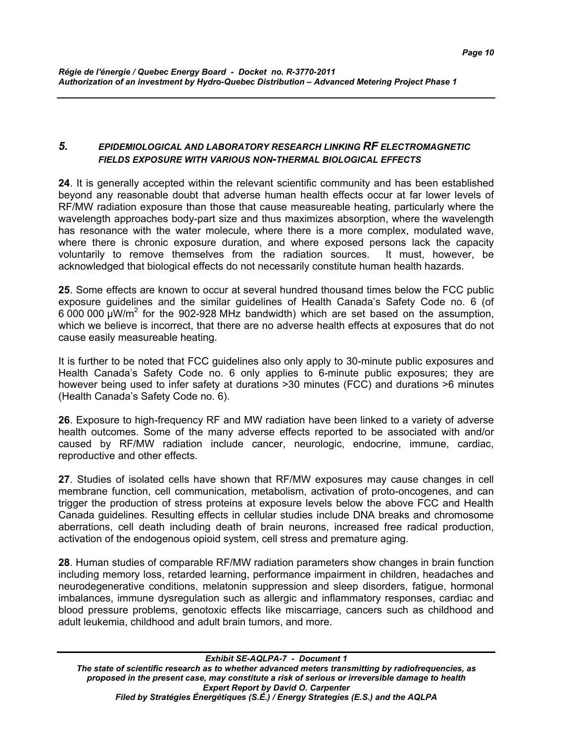## *5. EPIDEMIOLOGICAL AND LABORATORY RESEARCH LINKING RF ELECTROMAGNETIC FIELDS EXPOSURE WITH VARIOUS NON-THERMAL BIOLOGICAL EFFECTS*

**24**. It is generally accepted within the relevant scientific community and has been established beyond any reasonable doubt that adverse human health effects occur at far lower levels of RF/MW radiation exposure than those that cause measureable heating, particularly where the wavelength approaches body-part size and thus maximizes absorption, where the wavelength has resonance with the water molecule, where there is a more complex, modulated wave, where there is chronic exposure duration, and where exposed persons lack the capacity voluntarily to remove themselves from the radiation sources. It must, however, be acknowledged that biological effects do not necessarily constitute human health hazards.

**25**. Some effects are known to occur at several hundred thousand times below the FCC public exposure guidelines and the similar guidelines of Health Canada's Safety Code no. 6 (of 6 000 000 µW/m$^2$ for the 902-928 MHz bandwidth) which are set based on the assumption, which we believe is incorrect, that there are no adverse health effects at exposures that do not cause easily measureable heating.

It is further to be noted that FCC guidelines also only apply to 30-minute public exposures and Health Canada's Safety Code no. 6 only applies to 6-minute public exposures; they are however being used to infer safety at durations >30 minutes (FCC) and durations >6 minutes (Health Canada's Safety Code no. 6).

**26**. Exposure to high-frequency RF and MW radiation have been linked to a variety of adverse health outcomes. Some of the many adverse effects reported to be associated with and/or caused by RF/MW radiation include cancer, neurologic, endocrine, immune, cardiac, reproductive and other effects.

**27**. Studies of isolated cells have shown that RF/MW exposures may cause changes in cell membrane function, cell communication, metabolism, activation of proto-oncogenes, and can trigger the production of stress proteins at exposure levels below the above FCC and Health Canada guidelines. Resulting effects in cellular studies include DNA breaks and chromosome aberrations, cell death including death of brain neurons, increased free radical production, activation of the endogenous opioid system, cell stress and premature aging.

**28**. Human studies of comparable RF/MW radiation parameters show changes in brain function including memory loss, retarded learning, performance impairment in children, headaches and neurodegenerative conditions, melatonin suppression and sleep disorders, fatigue, hormonal imbalances, immune dysregulation such as allergic and inflammatory responses, cardiac and blood pressure problems, genotoxic effects like miscarriage, cancers such as childhood and adult leukemia, childhood and adult brain tumors, and more.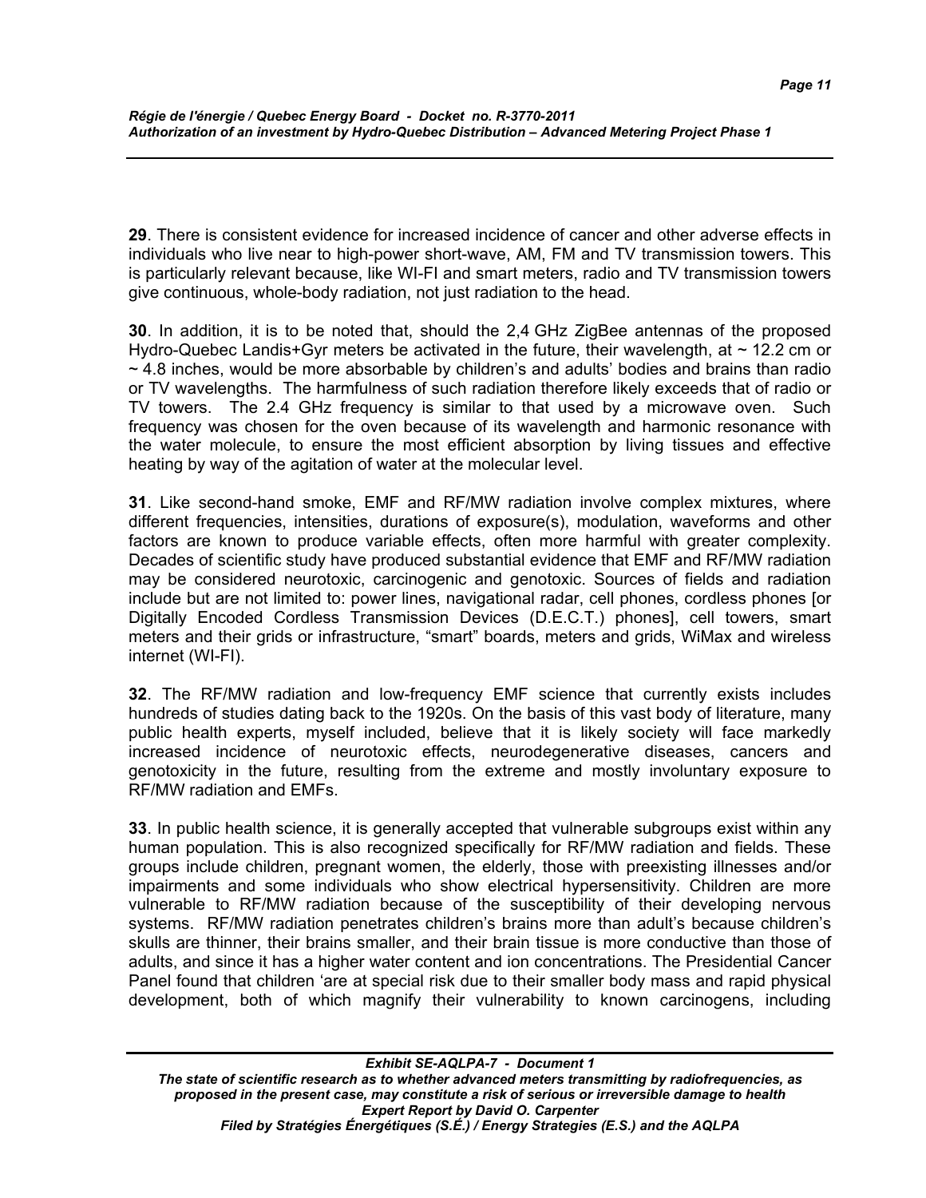**29**. There is consistent evidence for increased incidence of cancer and other adverse effects in individuals who live near to high-power short-wave, AM, FM and TV transmission towers. This is particularly relevant because, like WI-FI and smart meters, radio and TV transmission towers give continuous, whole-body radiation, not just radiation to the head.

**30**. In addition, it is to be noted that, should the 2,4 GHz ZigBee antennas of the proposed Hydro-Quebec Landis+Gyr meters be activated in the future, their wavelength, at ~ 12.2 cm or ~ 4.8 inches, would be more absorbable by children's and adults' bodies and brains than radio or TV wavelengths. The harmfulness of such radiation therefore likely exceeds that of radio or TV towers. The 2.4 GHz frequency is similar to that used by a microwave oven. Such frequency was chosen for the oven because of its wavelength and harmonic resonance with the water molecule, to ensure the most efficient absorption by living tissues and effective heating by way of the agitation of water at the molecular level.

**31**. Like second-hand smoke, EMF and RF/MW radiation involve complex mixtures, where different frequencies, intensities, durations of exposure(s), modulation, waveforms and other factors are known to produce variable effects, often more harmful with greater complexity. Decades of scientific study have produced substantial evidence that EMF and RF/MW radiation may be considered neurotoxic, carcinogenic and genotoxic. Sources of fields and radiation include but are not limited to: power lines, navigational radar, cell phones, cordless phones [or Digitally Encoded Cordless Transmission Devices (D.E.C.T.) phones], cell towers, smart meters and their grids or infrastructure, "smart" boards, meters and grids, WiMax and wireless internet (WI-FI).

**32**. The RF/MW radiation and low-frequency EMF science that currently exists includes hundreds of studies dating back to the 1920s. On the basis of this vast body of literature, many public health experts, myself included, believe that it is likely society will face markedly increased incidence of neurotoxic effects, neurodegenerative diseases, cancers and genotoxicity in the future, resulting from the extreme and mostly involuntary exposure to RF/MW radiation and EMFs.

**33**. In public health science, it is generally accepted that vulnerable subgroups exist within any human population. This is also recognized specifically for RF/MW radiation and fields. These groups include children, pregnant women, the elderly, those with preexisting illnesses and/or impairments and some individuals who show electrical hypersensitivity. Children are more vulnerable to RF/MW radiation because of the susceptibility of their developing nervous systems. RF/MW radiation penetrates children's brains more than adult's because children's skulls are thinner, their brains smaller, and their brain tissue is more conductive than those of adults, and since it has a higher water content and ion concentrations. The Presidential Cancer Panel found that children 'are at special risk due to their smaller body mass and rapid physical development, both of which magnify their vulnerability to known carcinogens, including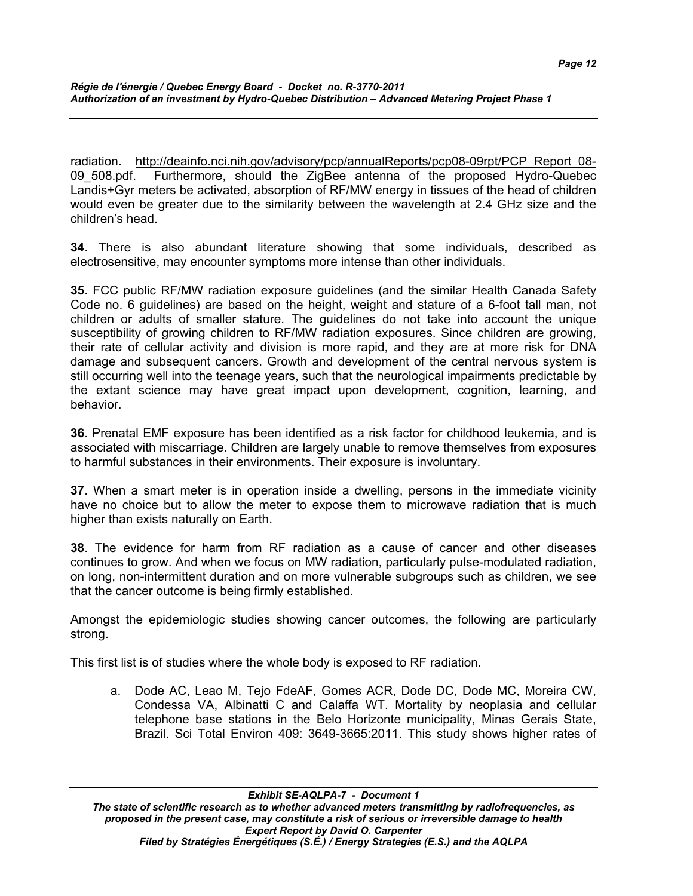radiation. http://deainfo.nci.nih.gov/advisory/pcp/annualReports/pcp08-09rpt/PCP_Report_08-09_508.pdf. Furthermore, should the ZigBee antenna of the proposed Hydro-Quebec Landis+Gyr meters be activated, absorption of RF/MW energy in tissues of the head of children would even be greater due to the similarity between the wavelength at 2.4 GHz size and the children's head.

**34**. There is also abundant literature showing that some individuals, described as electrosensitive, may encounter symptoms more intense than other individuals.

**35**. FCC public RF/MW radiation exposure guidelines (and the similar Health Canada Safety Code no. 6 guidelines) are based on the height, weight and stature of a 6-foot tall man, not children or adults of smaller stature. The guidelines do not take into account the unique susceptibility of growing children to RF/MW radiation exposures. Since children are growing, their rate of cellular activity and division is more rapid, and they are at more risk for DNA damage and subsequent cancers. Growth and development of the central nervous system is still occurring well into the teenage years, such that the neurological impairments predictable by the extant science may have great impact upon development, cognition, learning, and behavior.

**36**. Prenatal EMF exposure has been identified as a risk factor for childhood leukemia, and is associated with miscarriage. Children are largely unable to remove themselves from exposures to harmful substances in their environments. Their exposure is involuntary.

**37**. When a smart meter is in operation inside a dwelling, persons in the immediate vicinity have no choice but to allow the meter to expose them to microwave radiation that is much higher than exists naturally on Earth.

**38**. The evidence for harm from RF radiation as a cause of cancer and other diseases continues to grow. And when we focus on MW radiation, particularly pulse-modulated radiation, on long, non-intermittent duration and on more vulnerable subgroups such as children, we see that the cancer outcome is being firmly established.

Amongst the epidemiologic studies showing cancer outcomes, the following are particularly strong.

This first list is of studies where the whole body is exposed to RF radiation.

a. Dode AC, Leao M, Tejo FdeAF, Gomes ACR, Dode DC, Dode MC, Moreira CW, Condessa VA, Albinatti C and Calaffa WT. Mortality by neoplasia and cellular telephone base stations in the Belo Horizonte municipality, Minas Gerais State, Brazil. Sci Total Environ 409: 3649-3665:2011. This study shows higher rates of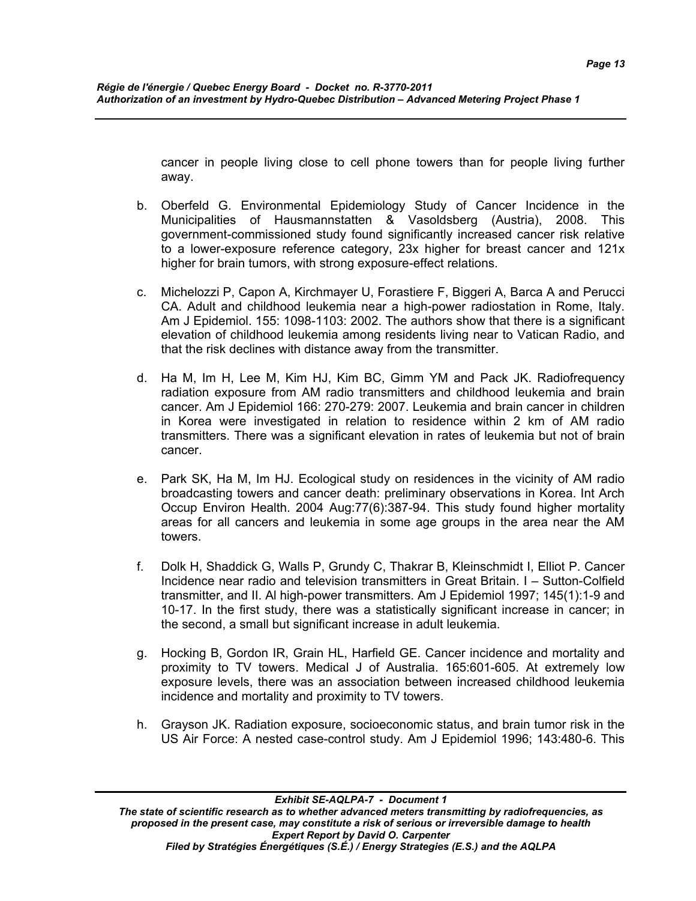cancer in people living close to cell phone towers than for people living further away.

b. Oberfeld G. Environmental Epidemiology Study of Cancer Incidence in the Municipalities of Hausmannstatten & Vasoldsberg (Austria), 2008. This government-commissioned study found significantly increased cancer risk relative to a lower-exposure reference category, 23x higher for breast cancer and 121x higher for brain tumors, with strong exposure-effect relations.

c. Michelozzi P, Capon A, Kirchmayer U, Forastiere F, Biggeri A, Barca A and Perucci CA. Adult and childhood leukemia near a high-power radiostation in Rome, Italy. Am J Epidemiol. 155: 1098-1103: 2002. The authors show that there is a significant elevation of childhood leukemia among residents living near to Vatican Radio, and that the risk declines with distance away from the transmitter.

d. Ha M, Im H, Lee M, Kim HJ, Kim BC, Gimm YM and Pack JK. Radiofrequency radiation exposure from AM radio transmitters and childhood leukemia and brain cancer. Am J Epidemiol 166: 270-279: 2007. Leukemia and brain cancer in children in Korea were investigated in relation to residence within 2 km of AM radio transmitters. There was a significant elevation in rates of leukemia but not of brain cancer.

e. Park SK, Ha M, Im HJ. Ecological study on residences in the vicinity of AM radio broadcasting towers and cancer death: preliminary observations in Korea. Int Arch Occup Environ Health. 2004 Aug:77(6):387-94. This study found higher mortality areas for all cancers and leukemia in some age groups in the area near the AM towers.

f. Dolk H, Shaddick G, Walls P, Grundy C, Thakrar B, Kleinschmidt I, Elliot P. Cancer Incidence near radio and television transmitters in Great Britain. I – Sutton-Colfield transmitter, and II. Al high-power transmitters. Am J Epidemiol 1997; 145(1):1-9 and 10-17. In the first study, there was a statistically significant increase in cancer; in the second, a small but significant increase in adult leukemia.

g. Hocking B, Gordon IR, Grain HL, Harfield GE. Cancer incidence and mortality and proximity to TV towers. Medical J of Australia. 165:601-605. At extremely low exposure levels, there was an association between increased childhood leukemia incidence and mortality and proximity to TV towers.

h. Grayson JK. Radiation exposure, socioeconomic status, and brain tumor risk in the US Air Force: A nested case-control study. Am J Epidemiol 1996; 143:480-6. This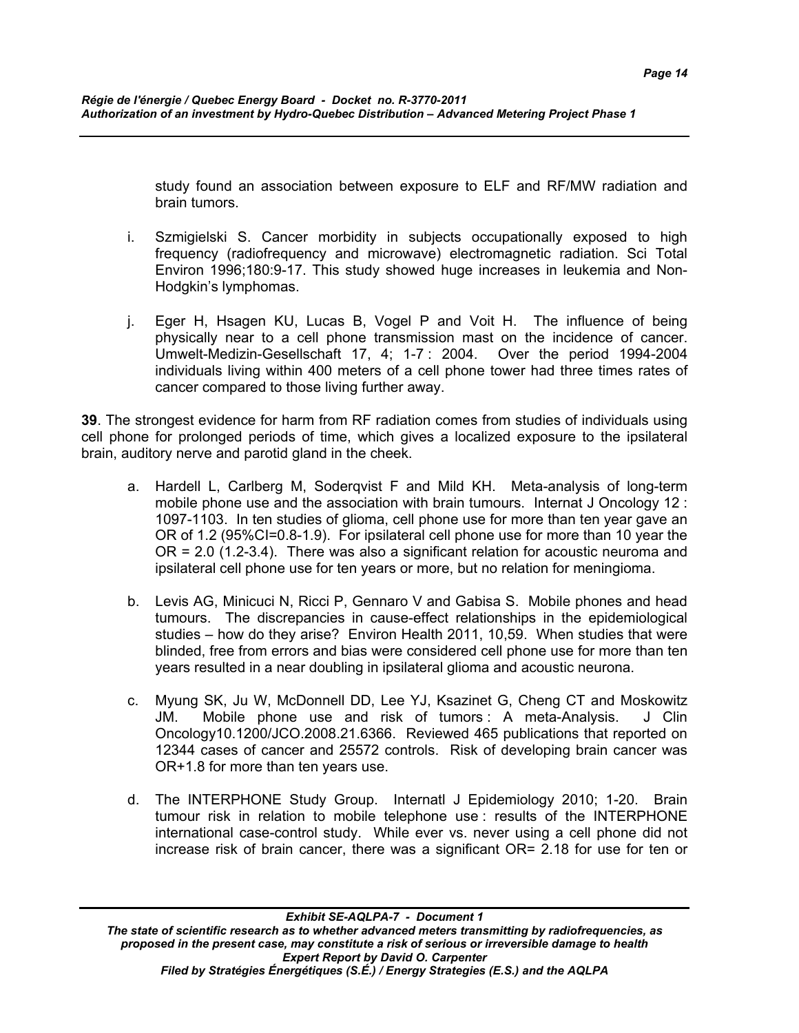study found an association between exposure to ELF and RF/MW radiation and brain tumors.

i. Szmigielski S. Cancer morbidity in subjects occupationally exposed to high frequency (radiofrequency and microwave) electromagnetic radiation. Sci Total Environ 1996;180:9-17. This study showed huge increases in leukemia and Non-Hodgkin's lymphomas.

j. Eger H, Hsagen KU, Lucas B, Vogel P and Voit H. The influence of being physically near to a cell phone transmission mast on the incidence of cancer. Umwelt-Medizin-Gesellschaft 17, 4; 1-7 : 2004. Over the period 1994-2004 individuals living within 400 meters of a cell phone tower had three times rates of cancer compared to those living further away.

**39**. The strongest evidence for harm from RF radiation comes from studies of individuals using cell phone for prolonged periods of time, which gives a localized exposure to the ipsilateral brain, auditory nerve and parotid gland in the cheek.

a. Hardell L, Carlberg M, Soderqvist F and Mild KH. Meta-analysis of long-term mobile phone use and the association with brain tumours. Internat J Oncology 12 : 1097-1103. In ten studies of glioma, cell phone use for more than ten year gave an OR of 1.2 (95%CI=0.8-1.9). For ipsilateral cell phone use for more than 10 year the OR = 2.0 (1.2-3.4). There was also a significant relation for acoustic neuroma and ipsilateral cell phone use for ten years or more, but no relation for meningioma.

b. Levis AG, Minicuci N, Ricci P, Gennaro V and Gabisa S. Mobile phones and head tumours. The discrepancies in cause-effect relationships in the epidemiological studies – how do they arise? Environ Health 2011, 10,59. When studies that were blinded, free from errors and bias were considered cell phone use for more than ten years resulted in a near doubling in ipsilateral glioma and acoustic neurona.

c. Myung SK, Ju W, McDonnell DD, Lee YJ, Ksazinet G, Cheng CT and Moskowitz JM. Mobile phone use and risk of tumors : A meta-Analysis. J Clin Oncology10.1200/JCO.2008.21.6366. Reviewed 465 publications that reported on 12344 cases of cancer and 25572 controls. Risk of developing brain cancer was OR+1.8 for more than ten years use.

d. The INTERPHONE Study Group. Internatl J Epidemiology 2010; 1-20. Brain tumour risk in relation to mobile telephone use : results of the INTERPHONE international case-control study. While ever vs. never using a cell phone did not increase risk of brain cancer, there was a significant OR= 2.18 for use for ten or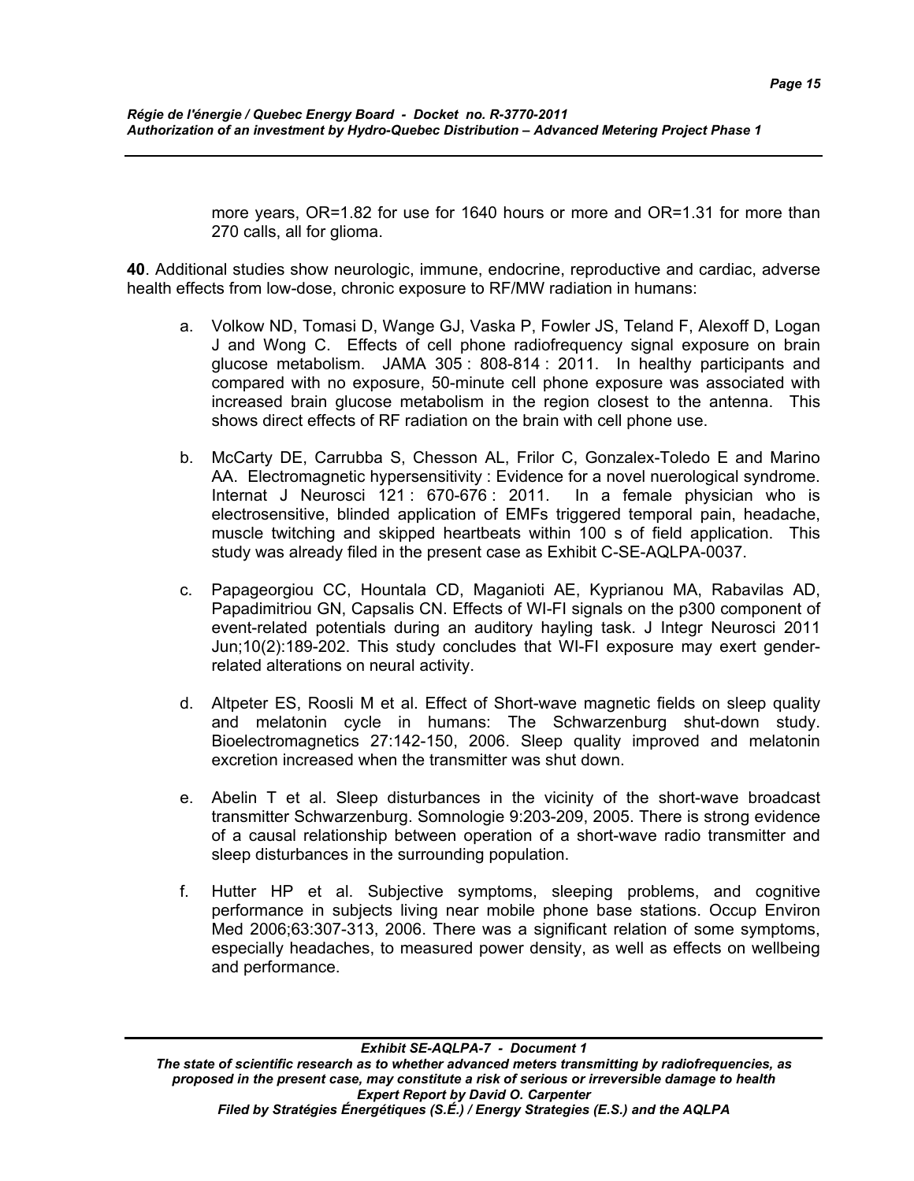more years, OR=1.82 for use for 1640 hours or more and OR=1.31 for more than 270 calls, all for glioma.

**40**. Additional studies show neurologic, immune, endocrine, reproductive and cardiac, adverse health effects from low-dose, chronic exposure to RF/MW radiation in humans:

a. Volkow ND, Tomasi D, Wange GJ, Vaska P, Fowler JS, Teland F, Alexoff D, Logan J and Wong C. Effects of cell phone radiofrequency signal exposure on brain glucose metabolism. JAMA 305 : 808-814 : 2011. In healthy participants and compared with no exposure, 50-minute cell phone exposure was associated with increased brain glucose metabolism in the region closest to the antenna. This shows direct effects of RF radiation on the brain with cell phone use.

b. McCarty DE, Carrubba S, Chesson AL, Frilor C, Gonzalex-Toledo E and Marino AA. Electromagnetic hypersensitivity : Evidence for a novel nuerological syndrome. Internat J Neurosci 121 : 670-676 : 2011. In a female physician who is electrosensitive, blinded application of EMFs triggered temporal pain, headache, muscle twitching and skipped heartbeats within 100 s of field application. This study was already filed in the present case as Exhibit C-SE-AQLPA-0037.

c. Papageorgiou CC, Hountala CD, Maganioti AE, Kyprianou MA, Rabavilas AD, Papadimitriou GN, Capsalis CN. Effects of WI-FI signals on the p300 component of event-related potentials during an auditory hayling task. J Integr Neurosci 2011 Jun;10(2):189-202. This study concludes that WI-FI exposure may exert gender-related alterations on neural activity.

d. Altpeter ES, Roosli M et al. Effect of Short-wave magnetic fields on sleep quality and melatonin cycle in humans: The Schwarzenburg shut-down study. Bioelectromagnetics 27:142-150, 2006. Sleep quality improved and melatonin excretion increased when the transmitter was shut down.

e. Abelin T et al. Sleep disturbances in the vicinity of the short-wave broadcast transmitter Schwarzenburg. Somnologie 9:203-209, 2005. There is strong evidence of a causal relationship between operation of a short-wave radio transmitter and sleep disturbances in the surrounding population.

f. Hutter HP et al. Subjective symptoms, sleeping problems, and cognitive performance in subjects living near mobile phone base stations. Occup Environ Med 2006;63:307-313, 2006. There was a significant relation of some symptoms, especially headaches, to measured power density, as well as effects on wellbeing and performance.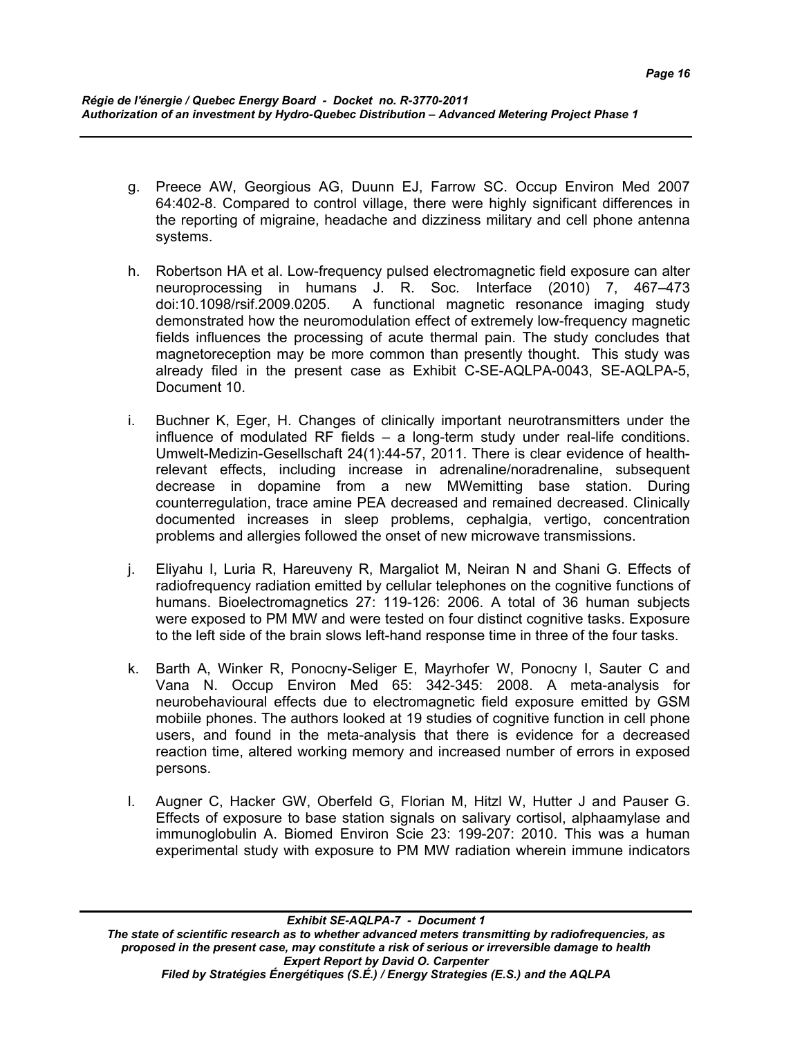g. Preece AW, Georgious AG, Duunn EJ, Farrow SC. Occup Environ Med 2007 64:402-8. Compared to control village, there were highly significant differences in the reporting of migraine, headache and dizziness military and cell phone antenna systems.

h. Robertson HA et al. Low-frequency pulsed electromagnetic field exposure can alter neuroprocessing in humans J. R. Soc. Interface (2010) 7, 467–473 doi:10.1098/rsif.2009.0205. A functional magnetic resonance imaging study demonstrated how the neuromodulation effect of extremely low-frequency magnetic fields influences the processing of acute thermal pain. The study concludes that magnetoreception may be more common than presently thought. This study was already filed in the present case as Exhibit C-SE-AQLPA-0043, SE-AQLPA-5, Document 10.

i. Buchner K, Eger, H. Changes of clinically important neurotransmitters under the influence of modulated RF fields – a long-term study under real-life conditions. Umwelt-Medizin-Gesellschaft 24(1):44-57, 2011. There is clear evidence of health-relevant effects, including increase in adrenaline/noradrenaline, subsequent decrease in dopamine from a new MWemitting base station. During counterregulation, trace amine PEA decreased and remained decreased. Clinically documented increases in sleep problems, cephalgia, vertigo, concentration problems and allergies followed the onset of new microwave transmissions.

j. Eliyahu I, Luria R, Hareuveny R, Margaliot M, Neiran N and Shani G. Effects of radiofrequency radiation emitted by cellular telephones on the cognitive functions of humans. Bioelectromagnetics 27: 119-126: 2006. A total of 36 human subjects were exposed to PM MW and were tested on four distinct cognitive tasks. Exposure to the left side of the brain slows left-hand response time in three of the four tasks.

k. Barth A, Winker R, Ponocny-Seliger E, Mayrhofer W, Ponocny I, Sauter C and Vana N. Occup Environ Med 65: 342-345: 2008. A meta-analysis for neurobehavioural effects due to electromagnetic field exposure emitted by GSM mobiile phones. The authors looked at 19 studies of cognitive function in cell phone users, and found in the meta-analysis that there is evidence for a decreased reaction time, altered working memory and increased number of errors in exposed persons.

l. Augner C, Hacker GW, Oberfeld G, Florian M, Hitzl W, Hutter J and Pauser G. Effects of exposure to base station signals on salivary cortisol, alphaamylase and immunoglobulin A. Biomed Environ Scie 23: 199-207: 2010. This was a human experimental study with exposure to PM MW radiation wherein immune indicators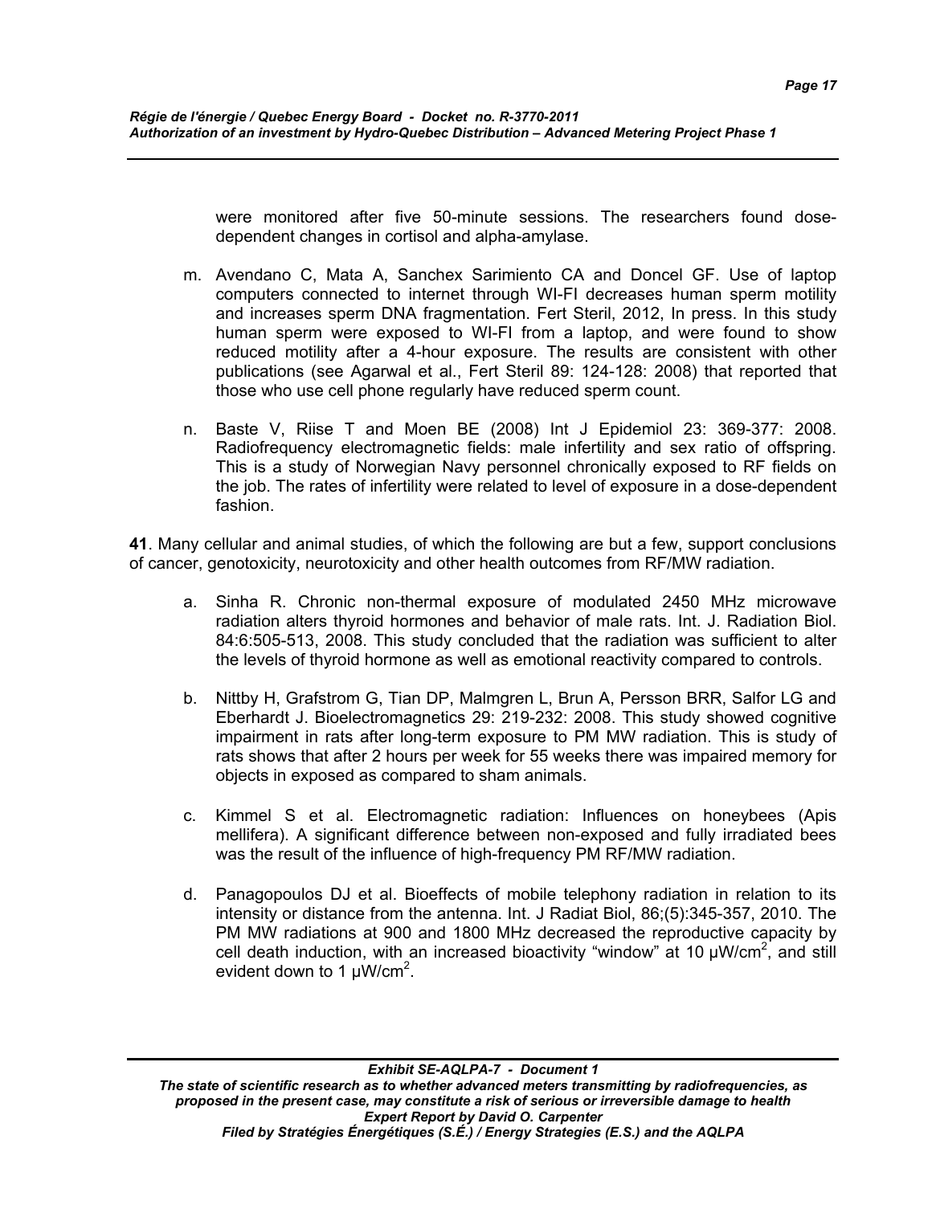were monitored after five 50-minute sessions. The researchers found dose-dependent changes in cortisol and alpha-amylase.

m. Avendano C, Mata A, Sanchez Sarimiento CA and Doncel GF. Use of laptop computers connected to internet through WI-FI decreases human sperm motility and increases sperm DNA fragmentation. Fert Steril, 2012, In press. In this study human sperm were exposed to WI-FI from a laptop, and were found to show reduced motility after a 4-hour exposure. The results are consistent with other publications (see Agarwal et al., Fert Steril 89: 124-128: 2008) that reported that those who use cell phone regularly have reduced sperm count.

n. Baste V, Riise T and Moen BE (2008) Int J Epidemiol 23: 369-377: 2008. Radiofrequency electromagnetic fields: male infertility and sex ratio of offspring. This is a study of Norwegian Navy personnel chronically exposed to RF fields on the job. The rates of infertility were related to level of exposure in a dose-dependent fashion.

**41**. Many cellular and animal studies, of which the following are but a few, support conclusions of cancer, genotoxicity, neurotoxicity and other health outcomes from RF/MW radiation.

a. Sinha R. Chronic non-thermal exposure of modulated 2450 MHz microwave radiation alters thyroid hormones and behavior of male rats. Int. J. Radiation Biol. 84:6:505-513, 2008. This study concluded that the radiation was sufficient to alter the levels of thyroid hormone as well as emotional reactivity compared to controls.

b. Nittby H, Grafstrom G, Tian DP, Malmgren L, Brun A, Persson BRR, Salfor LG and Eberhardt J. Bioelectromagnetics 29: 219-232: 2008. This study showed cognitive impairment in rats after long-term exposure to PM MW radiation. This is study of rats shows that after 2 hours per week for 55 weeks there was impaired memory for objects in exposed as compared to sham animals.

c. Kimmel S et al. Electromagnetic radiation: Influences on honeybees (Apis mellifera). A significant difference between non-exposed and fully irradiated bees was the result of the influence of high-frequency PM RF/MW radiation.

d. Panagopoulos DJ et al. Bioeffects of mobile telephony radiation in relation to its intensity or distance from the antenna. Int. J Radiat Biol, 86;(5):345-357, 2010. The PM MW radiations at 900 and 1800 MHz decreased the reproductive capacity by cell death induction, with an increased bioactivity "window" at 10 μW/cm$^2$, and still evident down to 1 μW/cm$^2$.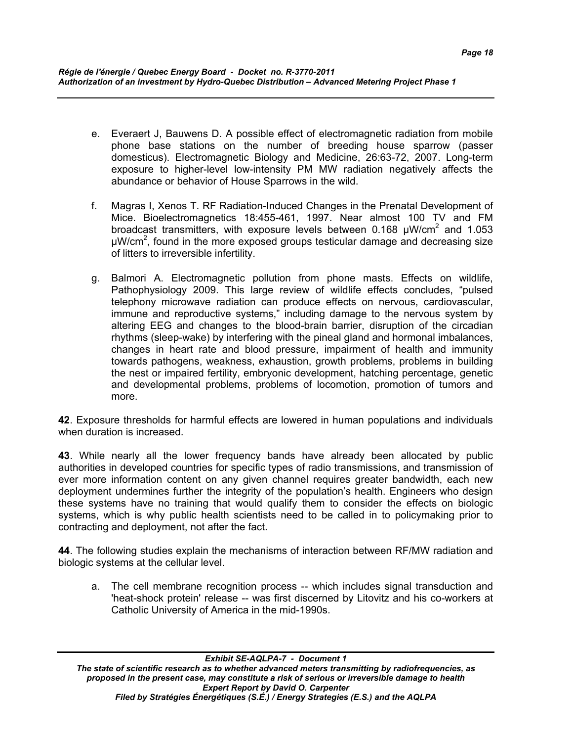e. Everaert J, Bauwens D. A possible effect of electromagnetic radiation from mobile phone base stations on the number of breeding house sparrow (passer domesticus). Electromagnetic Biology and Medicine, 26:63-72, 2007. Long-term exposure to higher-level low-intensity PM MW radiation negatively affects the abundance or behavior of House Sparrows in the wild.

f. Magras I, Xenos T. RF Radiation-Induced Changes in the Prenatal Development of Mice. Bioelectromagnetics 18:455-461, 1997. Near almost 100 TV and FM broadcast transmitters, with exposure levels between 0.168 $\mu W/cm^2$ and 1.053 $\mu W/cm^2$, found in the more exposed groups testicular damage and decreasing size of litters to irreversible infertility.

g. Balmori A. Electromagnetic pollution from phone masts. Effects on wildlife, Pathophysiology 2009. This large review of wildlife effects concludes, "pulsed telephony microwave radiation can produce effects on nervous, cardiovascular, immune and reproductive systems," including damage to the nervous system by altering EEG and changes to the blood-brain barrier, disruption of the circadian rhythms (sleep-wake) by interfering with the pineal gland and hormonal imbalances, changes in heart rate and blood pressure, impairment of health and immunity towards pathogens, weakness, exhaustion, growth problems, problems in building the nest or impaired fertility, embryonic development, hatching percentage, genetic and developmental problems, problems of locomotion, promotion of tumors and more.

**42**. Exposure thresholds for harmful effects are lowered in human populations and individuals when duration is increased.

**43**. While nearly all the lower frequency bands have already been allocated by public authorities in developed countries for specific types of radio transmissions, and transmission of ever more information content on any given channel requires greater bandwidth, each new deployment undermines further the integrity of the population's health. Engineers who design these systems have no training that would qualify them to consider the effects on biologic systems, which is why public health scientists need to be called in to policymaking prior to contracting and deployment, not after the fact.

**44**. The following studies explain the mechanisms of interaction between RF/MW radiation and biologic systems at the cellular level.

a. The cell membrane recognition process -- which includes signal transduction and 'heat-shock protein' release -- was first discerned by Litovitz and his co-workers at Catholic University of America in the mid-1990s.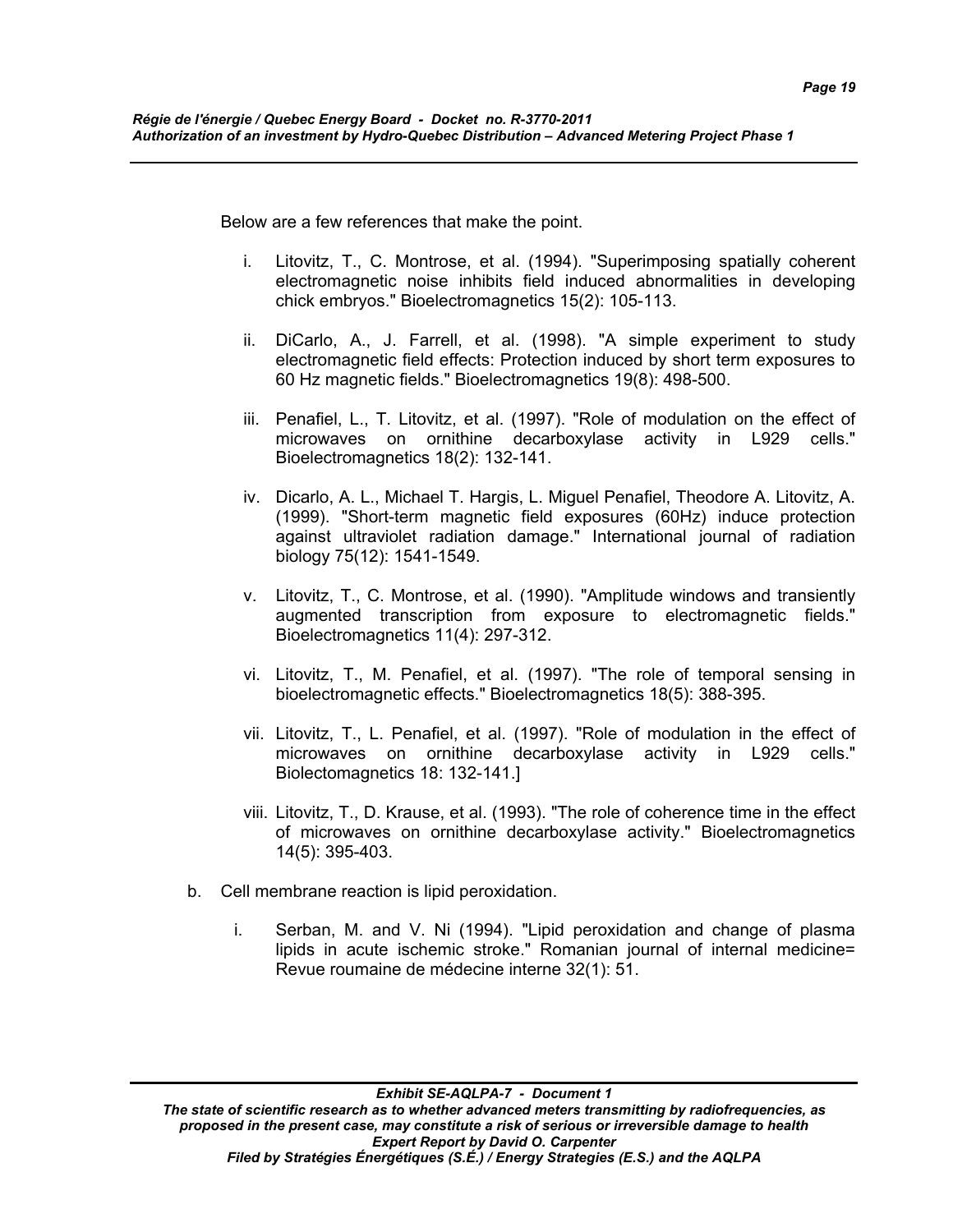Below are a few references that make the point.

i. Litovitz, T., C. Montrose, et al. (1994). "Superimposing spatially coherent electromagnetic noise inhibits field induced abnormalities in developing chick embryos." Bioelectromagnetics 15(2): 105-113.

ii. DiCarlo, A., J. Farrell, et al. (1998). "A simple experiment to study electromagnetic field effects: Protection induced by short term exposures to 60 Hz magnetic fields." Bioelectromagnetics 19(8): 498-500.

iii. Penafiel, L., T. Litovitz, et al. (1997). "Role of modulation on the effect of microwaves on ornithine decarboxylase activity in L929 cells." Bioelectromagnetics 18(2): 132-141.

iv. Dicarlo, A. L., Michael T. Hargis, L. Miguel Penafiel, Theodore A. Litovitz, A. (1999). "Short-term magnetic field exposures (60Hz) induce protection against ultraviolet radiation damage." International journal of radiation biology 75(12): 1541-1549.

v. Litovitz, T., C. Montrose, et al. (1990). "Amplitude windows and transiently augmented transcription from exposure to electromagnetic fields." Bioelectromagnetics 11(4): 297-312.

vi. Litovitz, T., M. Penafiel, et al. (1997). "The role of temporal sensing in bioelectromagnetic effects." Bioelectromagnetics 18(5): 388-395.

vii. Litovitz, T., L. Penafiel, et al. (1997). "Role of modulation in the effect of microwaves on ornithine decarboxylase activity in L929 cells." Biolectomagnetics 18: 132-141.]

viii. Litovitz, T., D. Krause, et al. (1993). "The role of coherence time in the effect of microwaves on ornithine decarboxylase activity." Bioelectromagnetics 14(5): 395-403.

b. Cell membrane reaction is lipid peroxidation.

   i. Serban, M. and V. Ni (1994). "Lipid peroxidation and change of plasma lipids in acute ischemic stroke." Romanian journal of internal medicine= Revue roumaine de médecine interne 32(1): 51.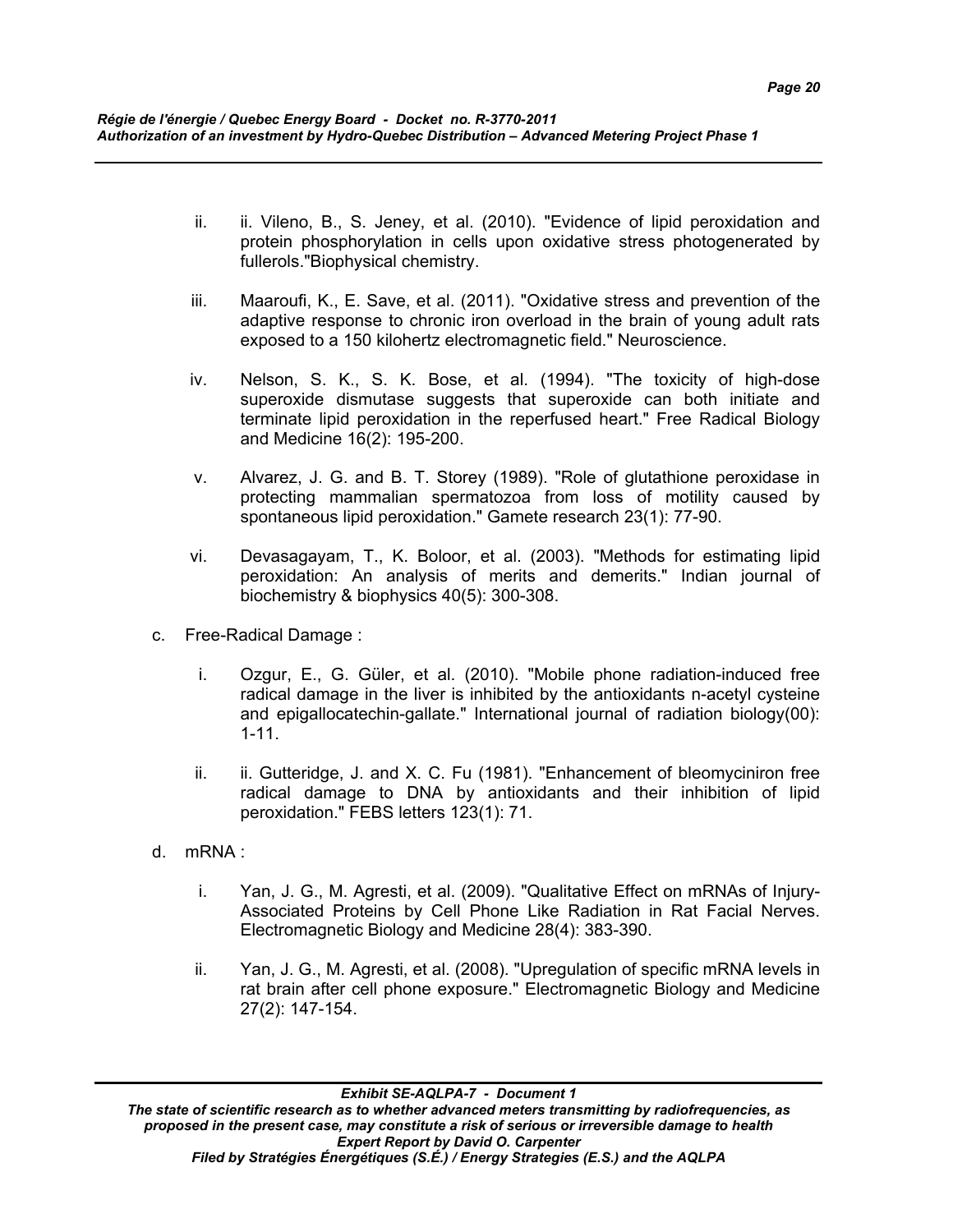ii. ii. Vileno, B., S. Jeney, et al. (2010). "Evidence of lipid peroxidation and protein phosphorylation in cells upon oxidative stress photogenerated by fullerols."Biophysical chemistry.

iii. Maaroufi, K., E. Save, et al. (2011). "Oxidative stress and prevention of the adaptive response to chronic iron overload in the brain of young adult rats exposed to a 150 kilohertz electromagnetic field." Neuroscience.

iv. Nelson, S. K., S. K. Bose, et al. (1994). "The toxicity of high-dose superoxide dismutase suggests that superoxide can both initiate and terminate lipid peroxidation in the reperfused heart." Free Radical Biology and Medicine 16(2): 195-200.

v. Alvarez, J. G. and B. T. Storey (1989). "Role of glutathione peroxidase in protecting mammalian spermatozoa from loss of motility caused by spontaneous lipid peroxidation." Gamete research 23(1): 77-90.

vi. Devasagayam, T., K. Boloor, et al. (2003). "Methods for estimating lipid peroxidation: An analysis of merits and demerits." Indian journal of biochemistry & biophysics 40(5): 300-308.

c. Free-Radical Damage :

i. Ozgur, E., G. Güler, et al. (2010). "Mobile phone radiation-induced free radical damage in the liver is inhibited by the antioxidants n-acetyl cysteine and epigallocatechin-gallate." International journal of radiation biology(00): 1-11.

ii. ii. Gutteridge, J. and X. C. Fu (1981). "Enhancement of bleomyciniron free radical damage to DNA by antioxidants and their inhibition of lipid peroxidation." FEBS letters 123(1): 71.

d. mRNA :

i. Yan, J. G., M. Agresti, et al. (2009). "Qualitative Effect on mRNAs of Injury-Associated Proteins by Cell Phone Like Radiation in Rat Facial Nerves. Electromagnetic Biology and Medicine 28(4): 383-390.

ii. Yan, J. G., M. Agresti, et al. (2008). "Upregulation of specific mRNA levels in rat brain after cell phone exposure." Electromagnetic Biology and Medicine 27(2): 147-154.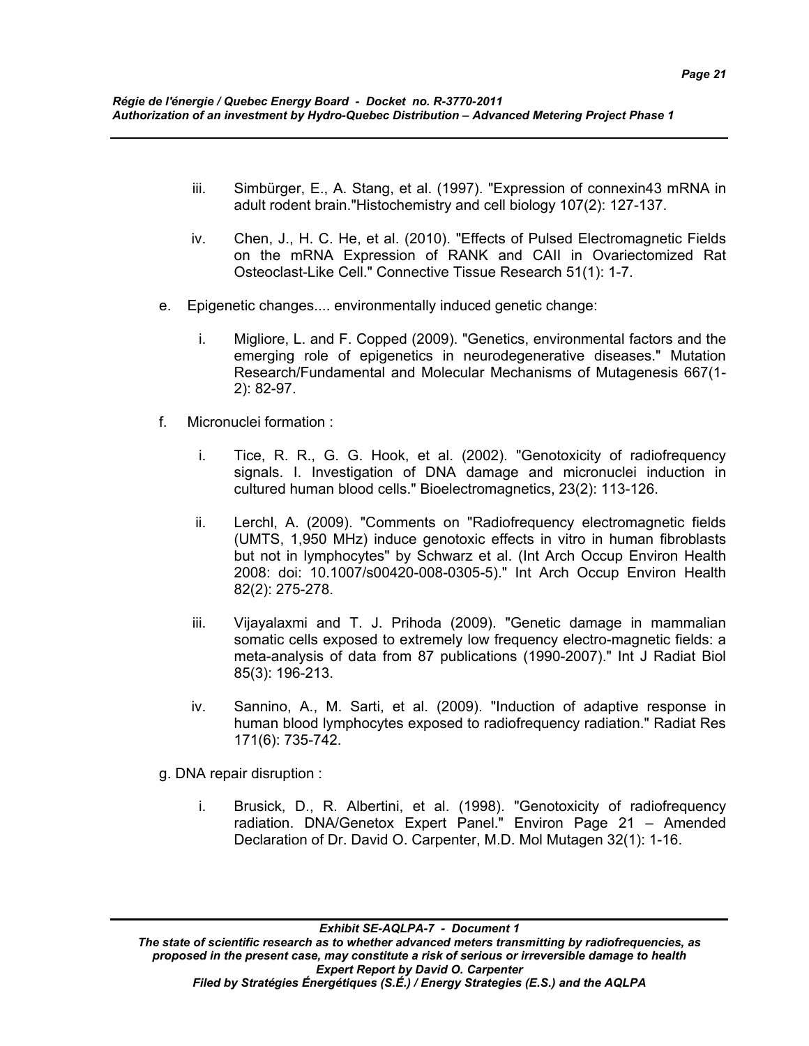iii. Simbürger, E., A. Stang, et al. (1997). "Expression of connexin43 mRNA in adult rodent brain."Histochemistry and cell biology 107(2): 127-137.

iv. Chen, J., H. C. He, et al. (2010). "Effects of Pulsed Electromagnetic Fields on the mRNA Expression of RANK and CAII in Ovariectomized Rat Osteoclast-Like Cell." Connective Tissue Research 51(1): 1-7.

e. Epigenetic changes.... environmentally induced genetic change:

i. Migliore, L. and F. Copped (2009). "Genetics, environmental factors and the emerging role of epigenetics in neurodegenerative diseases." Mutation Research/Fundamental and Molecular Mechanisms of Mutagenesis 667(1-2): 82-97.

f. Micronuclei formation :

i. Tice, R. R., G. G. Hook, et al. (2002). "Genotoxicity of radiofrequency signals. I. Investigation of DNA damage and micronuclei induction in cultured human blood cells." Bioelectromagnetics, 23(2): 113-126.

ii. Lerchl, A. (2009). "Comments on "Radiofrequency electromagnetic fields (UMTS, 1,950 MHz) induce genotoxic effects in vitro in human fibroblasts but not in lymphocytes" by Schwarz et al. (Int Arch Occup Environ Health 2008: doi: 10.1007/s00420-008-0305-5)." Int Arch Occup Environ Health 82(2): 275-278.

iii. Vijayalaxmi and T. J. Prihoda (2009). "Genetic damage in mammalian somatic cells exposed to extremely low frequency electro-magnetic fields: a meta-analysis of data from 87 publications (1990-2007)." Int J Radiat Biol 85(3): 196-213.

iv. Sannino, A., M. Sarti, et al. (2009). "Induction of adaptive response in human blood lymphocytes exposed to radiofrequency radiation." Radiat Res 171(6): 735-742.

g. DNA repair disruption :

i. Brusick, D., R. Albertini, et al. (1998). "Genotoxicity of radiofrequency radiation. DNA/Genetox Expert Panel." Environ Page 21 – Amended Declaration of Dr. David O. Carpenter, M.D. Mol Mutagen 32(1): 1-16.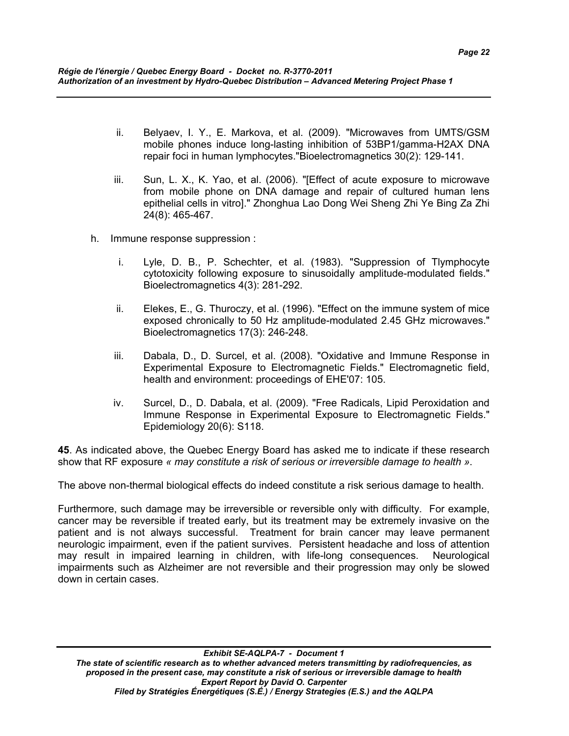ii. Belyaev, I. Y., E. Markova, et al. (2009). "Microwaves from UMTS/GSM mobile phones induce long-lasting inhibition of 53BP1/gamma-H2AX DNA repair foci in human lymphocytes."Bioelectromagnetics 30(2): 129-141.

iii. Sun, L. X., K. Yao, et al. (2006). "[Effect of acute exposure to microwave from mobile phone on DNA damage and repair of cultured human lens epithelial cells in vitro]." Zhonghua Lao Dong Wei Sheng Zhi Ye Bing Za Zhi 24(8): 465-467.

h. Immune response suppression :

i. Lyle, D. B., P. Schechter, et al. (1983). "Suppression of Tlymphocyte cytotoxicity following exposure to sinusoidally amplitude-modulated fields." Bioelectromagnetics 4(3): 281-292.

ii. Elekes, E., G. Thuroczy, et al. (1996). "Effect on the immune system of mice exposed chronically to 50 Hz amplitude-modulated 2.45 GHz microwaves." Bioelectromagnetics 17(3): 246-248.

iii. Dabala, D., D. Surcel, et al. (2008). "Oxidative and Immune Response in Experimental Exposure to Electromagnetic Fields." Electromagnetic field, health and environment: proceedings of EHE'07: 105.

iv. Surcel, D., D. Dabala, et al. (2009). "Free Radicals, Lipid Peroxidation and Immune Response in Experimental Exposure to Electromagnetic Fields." Epidemiology 20(6): S118.

**45**. As indicated above, the Quebec Energy Board has asked me to indicate if these research show that RF exposure *« may constitute a risk of serious or irreversible damage to health »*.

The above non-thermal biological effects do indeed constitute a risk serious damage to health.

Furthermore, such damage may be irreversible or reversible only with difficulty. For example, cancer may be reversible if treated early, but its treatment may be extremely invasive on the patient and is not always successful. Treatment for brain cancer may leave permanent neurologic impairment, even if the patient survives. Persistent headache and loss of attention may result in impaired learning in children, with life-long consequences. Neurological impairments such as Alzheimer are not reversible and their progression may only be slowed down in certain cases.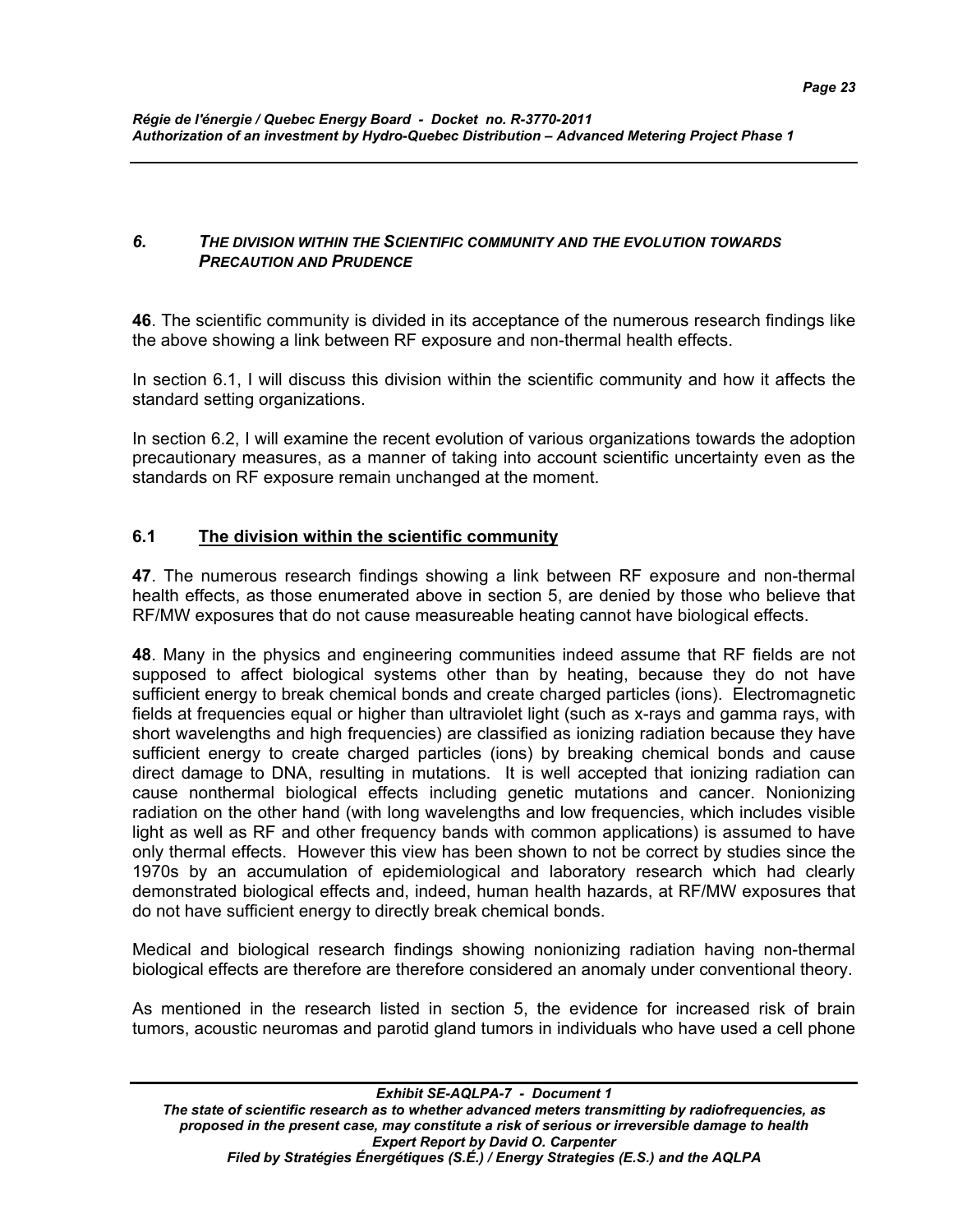## 6. THE DIVISION WITHIN THE SCIENTIFIC COMMUNITY AND THE EVOLUTION TOWARDS PRECAUTION AND PRUDENCE

**46**. The scientific community is divided in its acceptance of the numerous research findings like the above showing a link between RF exposure and non-thermal health effects.

In section 6.1, I will discuss this division within the scientific community and how it affects the standard setting organizations.

In section 6.2, I will examine the recent evolution of various organizations towards the adoption precautionary measures, as a manner of taking into account scientific uncertainty even as the standards on RF exposure remain unchanged at the moment.

### 6.1 The division within the scientific community

**47**. The numerous research findings showing a link between RF exposure and non-thermal health effects, as those enumerated above in section 5, are denied by those who believe that RF/MW exposures that do not cause measureable heating cannot have biological effects.

**48**. Many in the physics and engineering communities indeed assume that RF fields are not supposed to affect biological systems other than by heating, because they do not have sufficient energy to break chemical bonds and create charged particles (ions). Electromagnetic fields at frequencies equal or higher than ultraviolet light (such as x-rays and gamma rays, with short wavelengths and high frequencies) are classified as ionizing radiation because they have sufficient energy to create charged particles (ions) by breaking chemical bonds and cause direct damage to DNA, resulting in mutations. It is well accepted that ionizing radiation can cause nonthermal biological effects including genetic mutations and cancer. Nonionizing radiation on the other hand (with long wavelengths and low frequencies, which includes visible light as well as RF and other frequency bands with common applications) is assumed to have only thermal effects. However this view has been shown to not be correct by studies since the 1970s by an accumulation of epidemiological and laboratory research which had clearly demonstrated biological effects and, indeed, human health hazards, at RF/MW exposures that do not have sufficient energy to directly break chemical bonds.

Medical and biological research findings showing nonionizing radiation having non-thermal biological effects are therefore are therefore considered an anomaly under conventional theory.

As mentioned in the research listed in section 5, the evidence for increased risk of brain tumors, acoustic neuromas and parotid gland tumors in individuals who have used a cell phone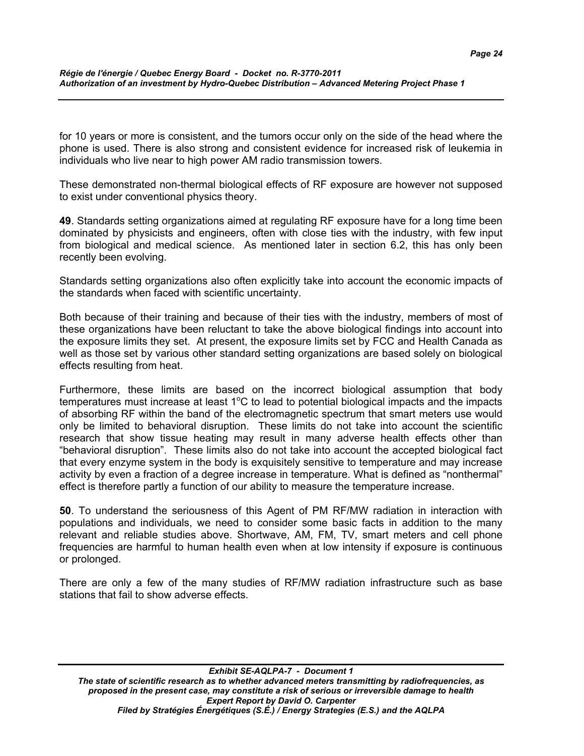for 10 years or more is consistent, and the tumors occur only on the side of the head where the phone is used. There is also strong and consistent evidence for increased risk of leukemia in individuals who live near to high power AM radio transmission towers.

These demonstrated non-thermal biological effects of RF exposure are however not supposed to exist under conventional physics theory.

**49**. Standards setting organizations aimed at regulating RF exposure have for a long time been dominated by physicists and engineers, often with close ties with the industry, with few input from biological and medical science. As mentioned later in section 6.2, this has only been recently been evolving.

Standards setting organizations also often explicitly take into account the economic impacts of the standards when faced with scientific uncertainty.

Both because of their training and because of their ties with the industry, members of most of these organizations have been reluctant to take the above biological findings into account into the exposure limits they set. At present, the exposure limits set by FCC and Health Canada as well as those set by various other standard setting organizations are based solely on biological effects resulting from heat.

Furthermore, these limits are based on the incorrect biological assumption that body temperatures must increase at least 1°C to lead to potential biological impacts and the impacts of absorbing RF within the band of the electromagnetic spectrum that smart meters use would only be limited to behavioral disruption. These limits do not take into account the scientific research that show tissue heating may result in many adverse health effects other than "behavioral disruption". These limits also do not take into account the accepted biological fact that every enzyme system in the body is exquisitely sensitive to temperature and may increase activity by even a fraction of a degree increase in temperature. What is defined as "nonthermal" effect is therefore partly a function of our ability to measure the temperature increase.

**50**. To understand the seriousness of this Agent of PM RF/MW radiation in interaction with populations and individuals, we need to consider some basic facts in addition to the many relevant and reliable studies above. Shortwave, AM, FM, TV, smart meters and cell phone frequencies are harmful to human health even when at low intensity if exposure is continuous or prolonged.

There are only a few of the many studies of RF/MW radiation infrastructure such as base stations that fail to show adverse effects.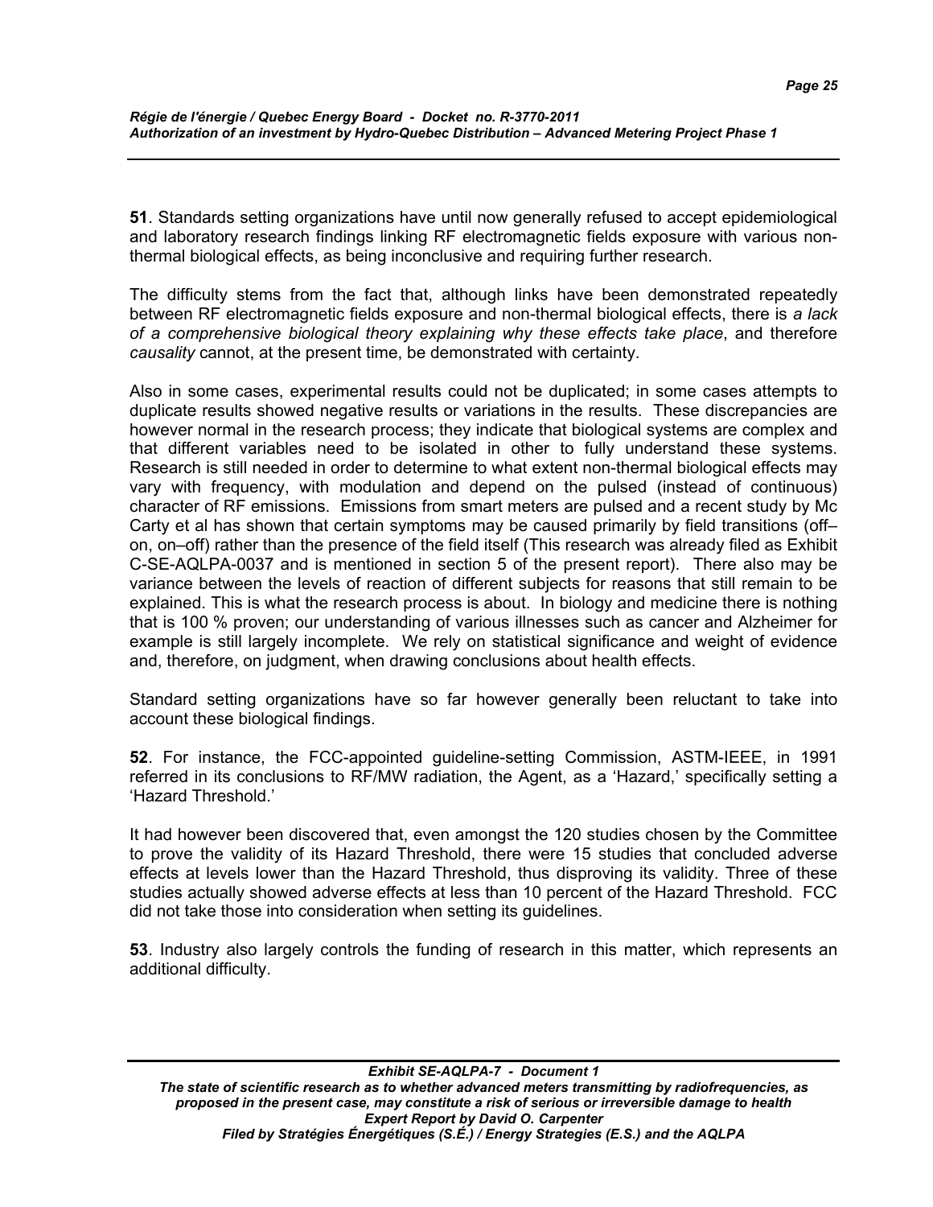**51**. Standards setting organizations have until now generally refused to accept epidemiological and laboratory research findings linking RF electromagnetic fields exposure with various non-thermal biological effects, as being inconclusive and requiring further research.

The difficulty stems from the fact that, although links have been demonstrated repeatedly between RF electromagnetic fields exposure and non-thermal biological effects, there is *a lack of a comprehensive biological theory explaining why these effects take place*, and therefore *causality* cannot, at the present time, be demonstrated with certainty.

Also in some cases, experimental results could not be duplicated; in some cases attempts to duplicate results showed negative results or variations in the results. These discrepancies are however normal in the research process; they indicate that biological systems are complex and that different variables need to be isolated in other to fully understand these systems. Research is still needed in order to determine to what extent non-thermal biological effects may vary with frequency, with modulation and depend on the pulsed (instead of continuous) character of RF emissions. Emissions from smart meters are pulsed and a recent study by Mc Carty et al has shown that certain symptoms may be caused primarily by field transitions (off–on, on–off) rather than the presence of the field itself (This research was already filed as Exhibit C-SE-AQLPA-0037 and is mentioned in section 5 of the present report). There also may be variance between the levels of reaction of different subjects for reasons that still remain to be explained. This is what the research process is about. In biology and medicine there is nothing that is 100 % proven; our understanding of various illnesses such as cancer and Alzheimer for example is still largely incomplete. We rely on statistical significance and weight of evidence and, therefore, on judgment, when drawing conclusions about health effects.

Standard setting organizations have so far however generally been reluctant to take into account these biological findings.

**52**. For instance, the FCC-appointed guideline-setting Commission, ASTM-IEEE, in 1991 referred in its conclusions to RF/MW radiation, the Agent, as a 'Hazard,' specifically setting a 'Hazard Threshold.'

It had however been discovered that, even amongst the 120 studies chosen by the Committee to prove the validity of its Hazard Threshold, there were 15 studies that concluded adverse effects at levels lower than the Hazard Threshold, thus disproving its validity. Three of these studies actually showed adverse effects at less than 10 percent of the Hazard Threshold. FCC did not take those into consideration when setting its guidelines.

**53**. Industry also largely controls the funding of research in this matter, which represents an additional difficulty.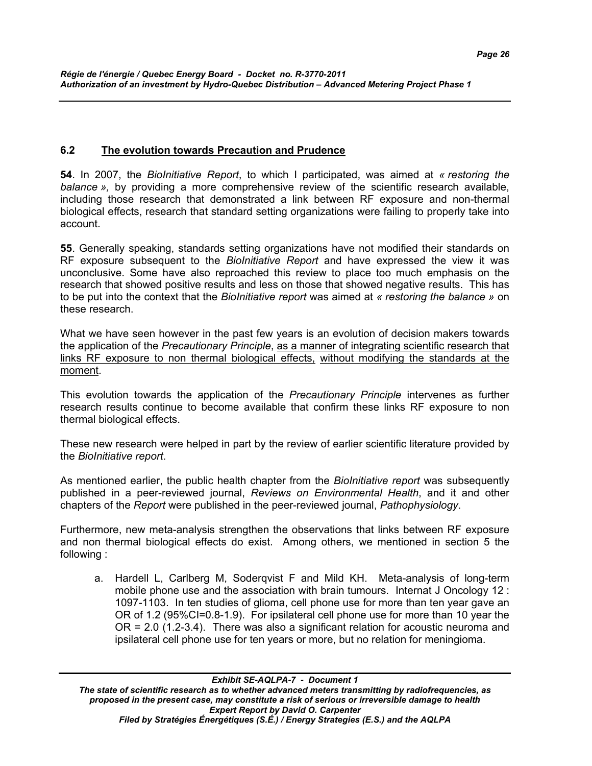## 6.2 The evolution towards Precaution and Prudence

**54**. In 2007, the *BioInitiative Report*, to which I participated, was aimed at *« restoring the balance »,* by providing a more comprehensive review of the scientific research available, including those research that demonstrated a link between RF exposure and non-thermal biological effects, research that standard setting organizations were failing to properly take into account.

**55**. Generally speaking, standards setting organizations have not modified their standards on RF exposure subsequent to the *BioInitiative Report* and have expressed the view it was unconclusive. Some have also reproached this review to place too much emphasis on the research that showed positive results and less on those that showed negative results. This has to be put into the context that the *BioInitiative report* was aimed at *« restoring the balance »* on these research.

What we have seen however in the past few years is an evolution of decision makers towards the application of the *Precautionary Principle*, <u>as a manner of integrating scientific research that links RF exposure to non thermal biological effects,</u> <u>without modifying the standards at the moment</u>.

This evolution towards the application of the *Precautionary Principle* intervenes as further research results continue to become available that confirm these links RF exposure to non thermal biological effects.

These new research were helped in part by the review of earlier scientific literature provided by the *BioInitiative report*.

As mentioned earlier, the public health chapter from the *BioInitiative report* was subsequently published in a peer-reviewed journal, *Reviews on Environmental Health*, and it and other chapters of the *Report* were published in the peer-reviewed journal, *Pathophysiology*.

Furthermore, new meta-analysis strengthen the observations that links between RF exposure and non thermal biological effects do exist. Among others, we mentioned in section 5 the following :

a. Hardell L, Carlberg M, Soderqvist F and Mild KH. Meta-analysis of long-term mobile phone use and the association with brain tumours. Internat J Oncology 12 : 1097-1103. In ten studies of glioma, cell phone use for more than ten year gave an OR of 1.2 (95%CI=0.8-1.9). For ipsilateral cell phone use for more than 10 year the OR = 2.0 (1.2-3.4). There was also a significant relation for acoustic neuroma and ipsilateral cell phone use for ten years or more, but no relation for meningioma.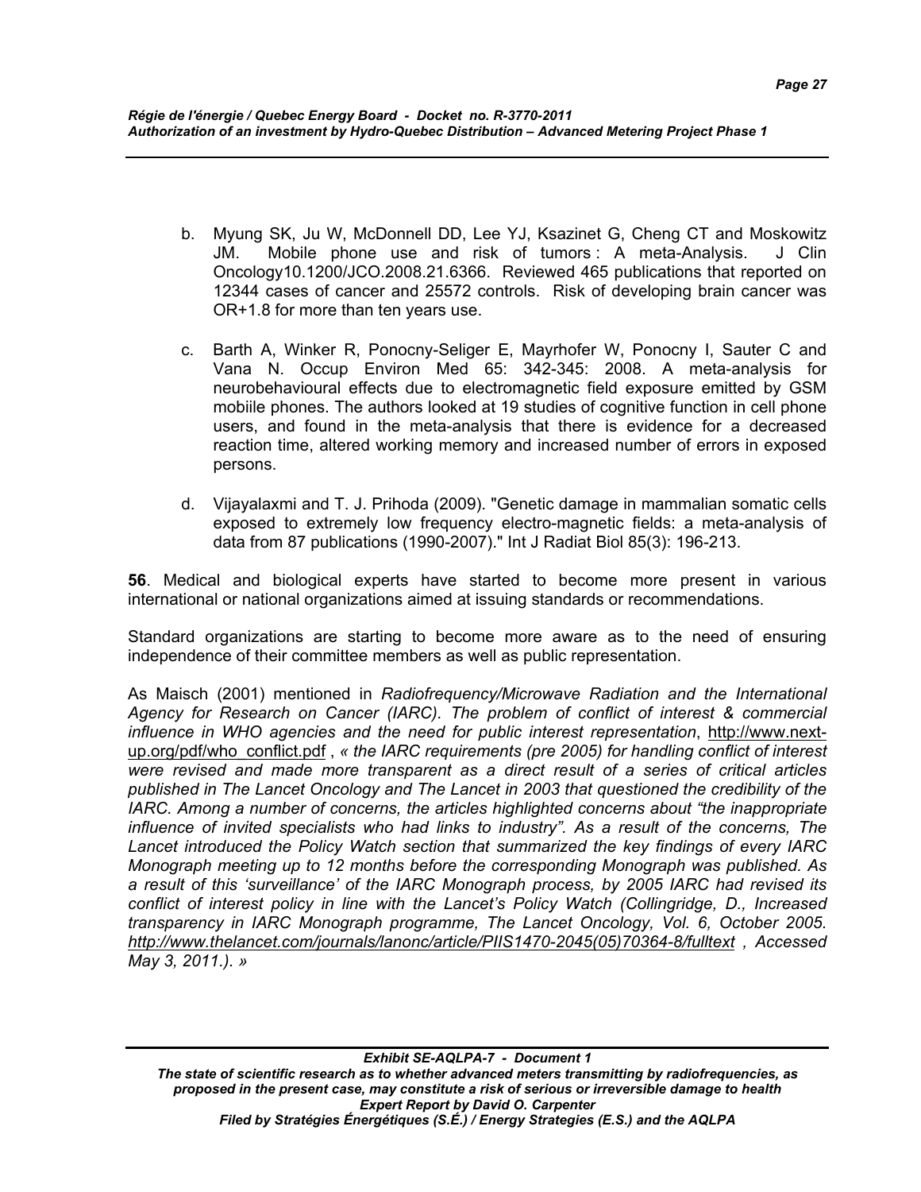b. Myung SK, Ju W, McDonnell DD, Lee YJ, Ksazinet G, Cheng CT and Moskowitz JM. Mobile phone use and risk of tumors : A meta-Analysis. J Clin Oncology10.1200/JCO.2008.21.6366. Reviewed 465 publications that reported on 12344 cases of cancer and 25572 controls. Risk of developing brain cancer was OR+1.8 for more than ten years use.

c. Barth A, Winker R, Ponocny-Seliger E, Mayrhofer W, Ponocny I, Sauter C and Vana N. Occup Environ Med 65: 342-345: 2008. A meta-analysis for neurobehavioural effects due to electromagnetic field exposure emitted by GSM mobiile phones. The authors looked at 19 studies of cognitive function in cell phone users, and found in the meta-analysis that there is evidence for a decreased reaction time, altered working memory and increased number of errors in exposed persons.

d. Vijayalaxmi and T. J. Prihoda (2009). "Genetic damage in mammalian somatic cells exposed to extremely low frequency electro-magnetic fields: a meta-analysis of data from 87 publications (1990-2007)." Int J Radiat Biol 85(3): 196-213.

**56**. Medical and biological experts have started to become more present in various international or national organizations aimed at issuing standards or recommendations.

Standard organizations are starting to become more aware as to the need of ensuring independence of their committee members as well as public representation.

As Maisch (2001) mentioned in *Radiofrequency/Microwave Radiation and the International Agency for Research on Cancer (IARC). The problem of conflict of interest & commercial influence in WHO agencies and the need for public interest representation*, http://www.next-up.org/pdf/who_conflict.pdf , *« the IARC requirements (pre 2005) for handling conflict of interest were revised and made more transparent as a direct result of a series of critical articles published in The Lancet Oncology and The Lancet in 2003 that questioned the credibility of the IARC. Among a number of concerns, the articles highlighted concerns about "the inappropriate influence of invited specialists who had links to industry". As a result of the concerns, The Lancet introduced the Policy Watch section that summarized the key findings of every IARC Monograph meeting up to 12 months before the corresponding Monograph was published. As a result of this 'surveillance' of the IARC Monograph process, by 2005 IARC had revised its conflict of interest policy in line with the Lancet's Policy Watch (Collingridge, D., Increased transparency in IARC Monograph programme, The Lancet Oncology, Vol. 6, October 2005. http://www.thelancet.com/journals/lanonc/article/PIIS1470-2045(05)70364-8/fulltext , Accessed May 3, 2011.). »*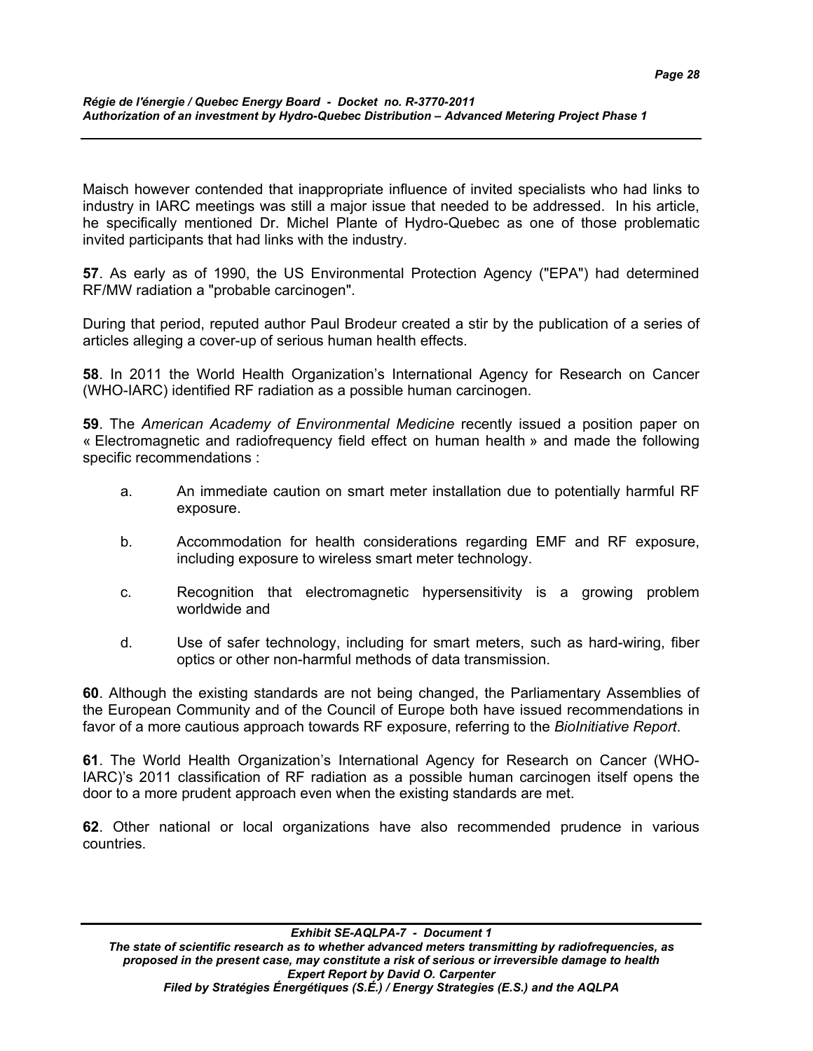Maisch however contended that inappropriate influence of invited specialists who had links to industry in IARC meetings was still a major issue that needed to be addressed. In his article, he specifically mentioned Dr. Michel Plante of Hydro-Quebec as one of those problematic invited participants that had links with the industry.

**57**. As early as of 1990, the US Environmental Protection Agency ("EPA") had determined RF/MW radiation a "probable carcinogen".

During that period, reputed author Paul Brodeur created a stir by the publication of a series of articles alleging a cover-up of serious human health effects.

**58**. In 2011 the World Health Organization's International Agency for Research on Cancer (WHO-IARC) identified RF radiation as a possible human carcinogen.

**59**. The *American Academy of Environmental Medicine* recently issued a position paper on « Electromagnetic and radiofrequency field effect on human health » and made the following specific recommendations :

a. An immediate caution on smart meter installation due to potentially harmful RF exposure.

b. Accommodation for health considerations regarding EMF and RF exposure, including exposure to wireless smart meter technology.

c. Recognition that electromagnetic hypersensitivity is a growing problem worldwide and

d. Use of safer technology, including for smart meters, such as hard-wiring, fiber optics or other non-harmful methods of data transmission.

**60**. Although the existing standards are not being changed, the Parliamentary Assemblies of the European Community and of the Council of Europe both have issued recommendations in favor of a more cautious approach towards RF exposure, referring to the *BioInitiative Report*.

**61**. The World Health Organization's International Agency for Research on Cancer (WHO-IARC)'s 2011 classification of RF radiation as a possible human carcinogen itself opens the door to a more prudent approach even when the existing standards are met.

**62**. Other national or local organizations have also recommended prudence in various countries.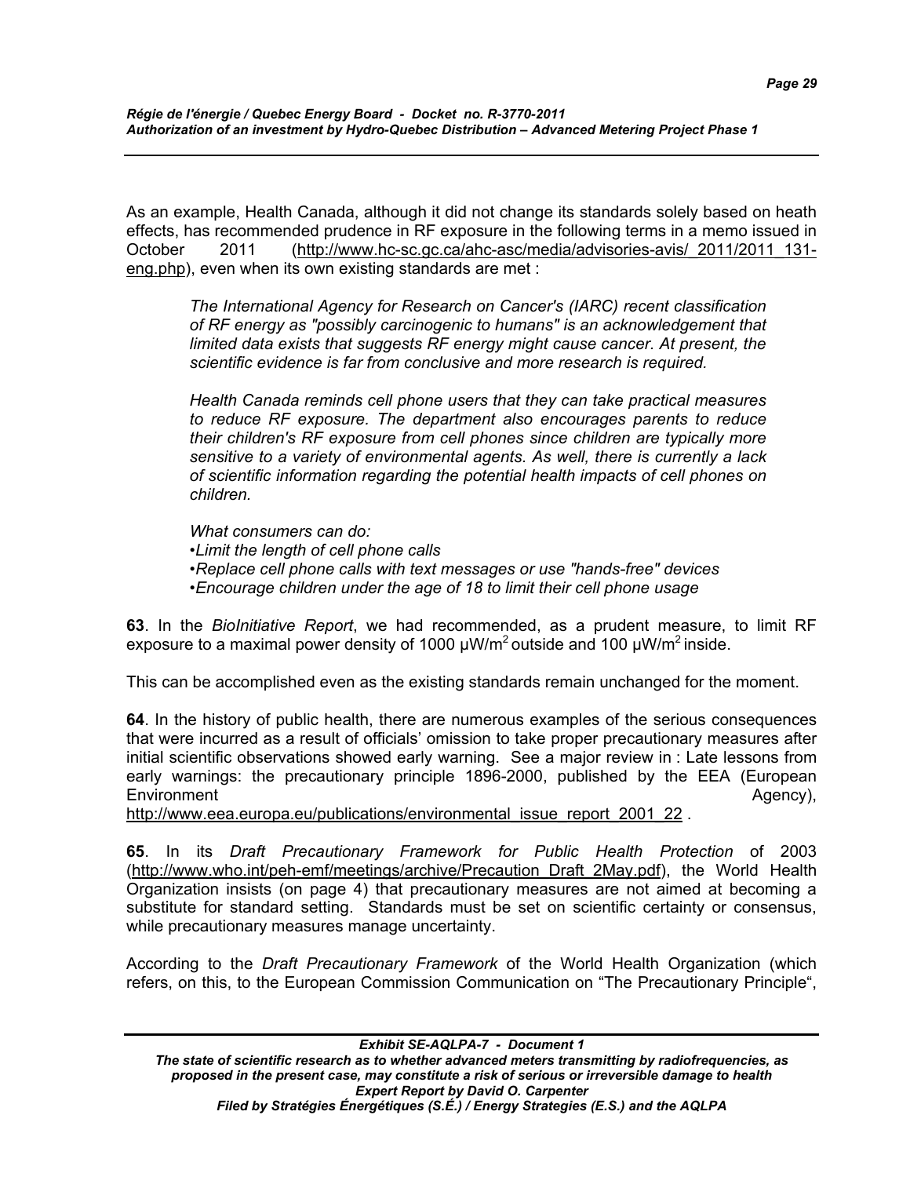As an example, Health Canada, although it did not change its standards solely based on heath effects, has recommended prudence in RF exposure in the following terms in a memo issued in October 2011 (http://www.hc-sc.gc.ca/ahc-asc/media/advisories-avis/_2011/2011_131-eng.php), even when its own existing standards are met :

> *The International Agency for Research on Cancer's (IARC) recent classification of RF energy as "possibly carcinogenic to humans" is an acknowledgement that limited data exists that suggests RF energy might cause cancer. At present, the scientific evidence is far from conclusive and more research is required.*
>
> *Health Canada reminds cell phone users that they can take practical measures to reduce RF exposure. The department also encourages parents to reduce their children's RF exposure from cell phones since children are typically more sensitive to a variety of environmental agents. As well, there is currently a lack of scientific information regarding the potential health impacts of cell phones on children.*
>
> *What consumers can do:*
> *•Limit the length of cell phone calls*
> *•Replace cell phone calls with text messages or use "hands-free" devices*
> *•Encourage children under the age of 18 to limit their cell phone usage*

**63**. In the *BioInitiative Report*, we had recommended, as a prudent measure, to limit RF exposure to a maximal power density of 1000 μW/m$^2$ outside and 100 μW/m$^2$ inside.

This can be accomplished even as the existing standards remain unchanged for the moment.

**64**. In the history of public health, there are numerous examples of the serious consequences that were incurred as a result of officials' omission to take proper precautionary measures after initial scientific observations showed early warning. See a major review in : Late lessons from early warnings: the precautionary principle 1896-2000, published by the EEA (European Environment Agency), http://www.eea.europa.eu/publications/environmental_issue_report_2001_22 .

**65**. In its *Draft Precautionary Framework for Public Health Protection* of 2003 (http://www.who.int/peh-emf/meetings/archive/Precaution_Draft_2May.pdf), the World Health Organization insists (on page 4) that precautionary measures are not aimed at becoming a substitute for standard setting. Standards must be set on scientific certainty or consensus, while precautionary measures manage uncertainty.

According to the *Draft Precautionary Framework* of the World Health Organization (which refers, on this, to the European Commission Communication on "The Precautionary Principle",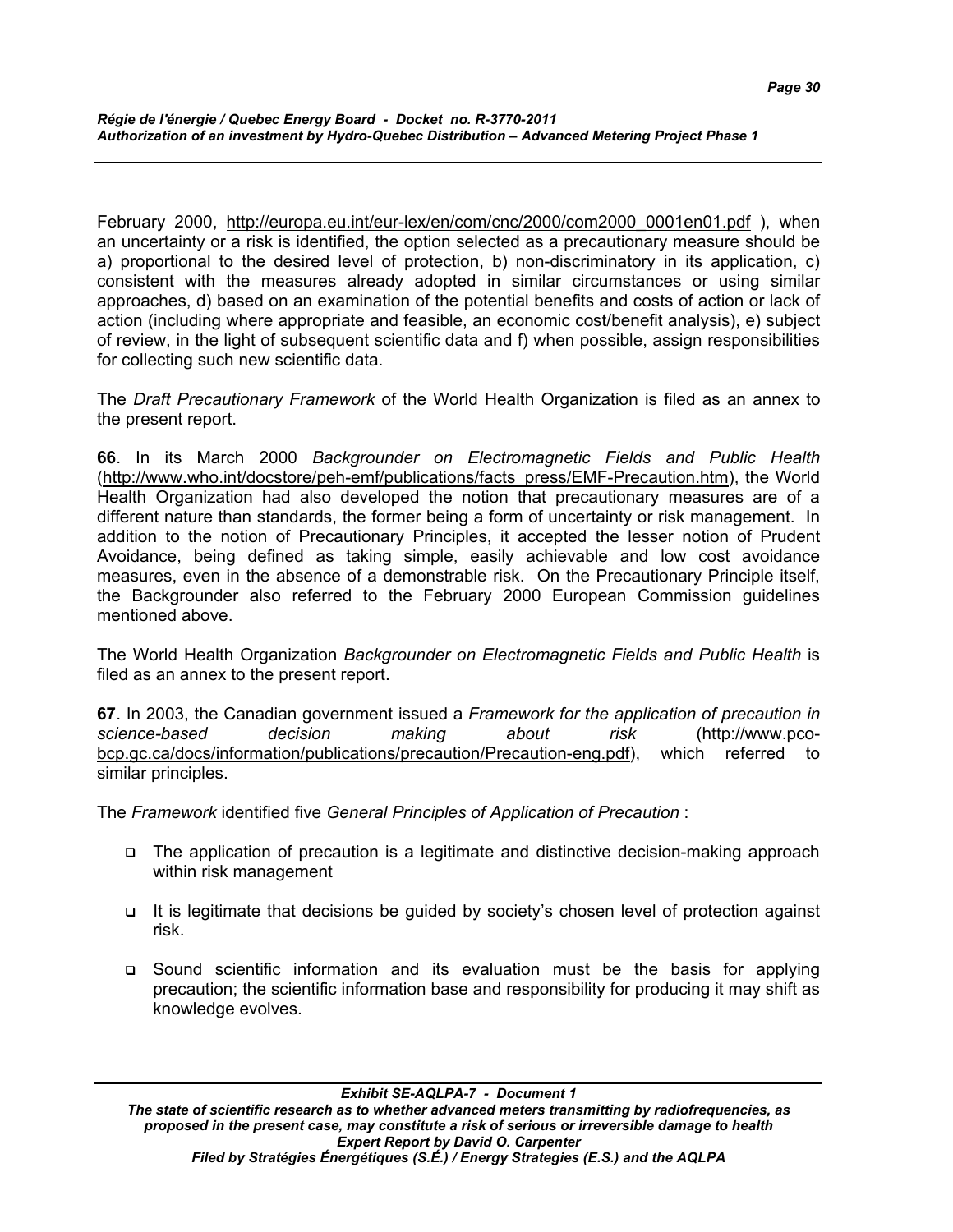February 2000, http://europa.eu.int/eur-lex/en/com/cnc/2000/com2000_0001en01.pdf ), when an uncertainty or a risk is identified, the option selected as a precautionary measure should be a) proportional to the desired level of protection, b) non-discriminatory in its application, c) consistent with the measures already adopted in similar circumstances or using similar approaches, d) based on an examination of the potential benefits and costs of action or lack of action (including where appropriate and feasible, an economic cost/benefit analysis), e) subject of review, in the light of subsequent scientific data and f) when possible, assign responsibilities for collecting such new scientific data.

The *Draft Precautionary Framework* of the World Health Organization is filed as an annex to the present report.

**66**. In its March 2000 *Backgrounder on Electromagnetic Fields and Public Health* (http://www.who.int/docstore/peh-emf/publications/facts_press/EMF-Precaution.htm), the World Health Organization had also developed the notion that precautionary measures are of a different nature than standards, the former being a form of uncertainty or risk management. In addition to the notion of Precautionary Principles, it accepted the lesser notion of Prudent Avoidance, being defined as taking simple, easily achievable and low cost avoidance measures, even in the absence of a demonstrable risk. On the Precautionary Principle itself, the Backgrounder also referred to the February 2000 European Commission guidelines mentioned above.

The World Health Organization *Backgrounder on Electromagnetic Fields and Public Health* is filed as an annex to the present report.

**67**. In 2003, the Canadian government issued a *Framework for the application of precaution in science-based decision making about risk* (http://www.pco-bcp.gc.ca/docs/information/publications/precaution/Precaution-eng.pdf), which referred to similar principles.

The *Framework* identified five *General Principles of Application of Precaution* :

- The application of precaution is a legitimate and distinctive decision-making approach within risk management
- It is legitimate that decisions be guided by society's chosen level of protection against risk.
- Sound scientific information and its evaluation must be the basis for applying precaution; the scientific information base and responsibility for producing it may shift as knowledge evolves.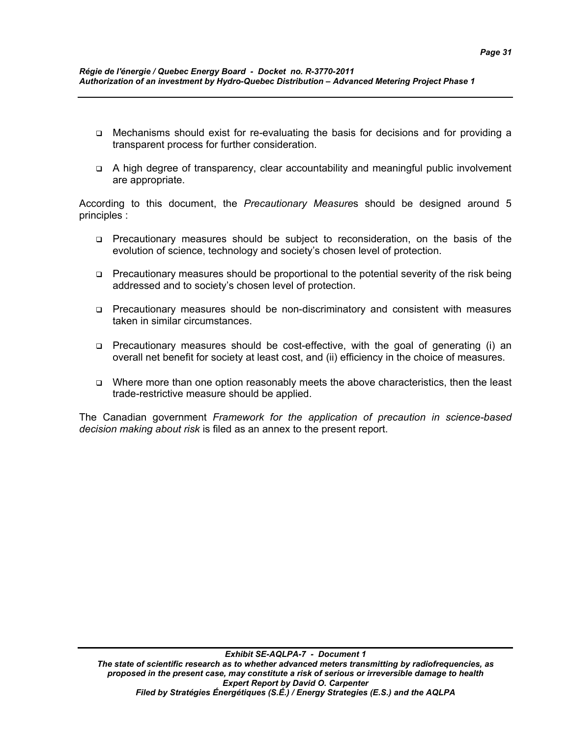- Mechanisms should exist for re-evaluating the basis for decisions and for providing a transparent process for further consideration.

- A high degree of transparency, clear accountability and meaningful public involvement are appropriate.

According to this document, the *Precautionary Measure*s should be designed around 5 principles :

- Precautionary measures should be subject to reconsideration, on the basis of the evolution of science, technology and society's chosen level of protection.

- Precautionary measures should be proportional to the potential severity of the risk being addressed and to society's chosen level of protection.

- Precautionary measures should be non-discriminatory and consistent with measures taken in similar circumstances.

- Precautionary measures should be cost-effective, with the goal of generating (i) an overall net benefit for society at least cost, and (ii) efficiency in the choice of measures.

- Where more than one option reasonably meets the above characteristics, then the least trade-restrictive measure should be applied.

The Canadian government *Framework for the application of precaution in science-based decision making about risk* is filed as an annex to the present report.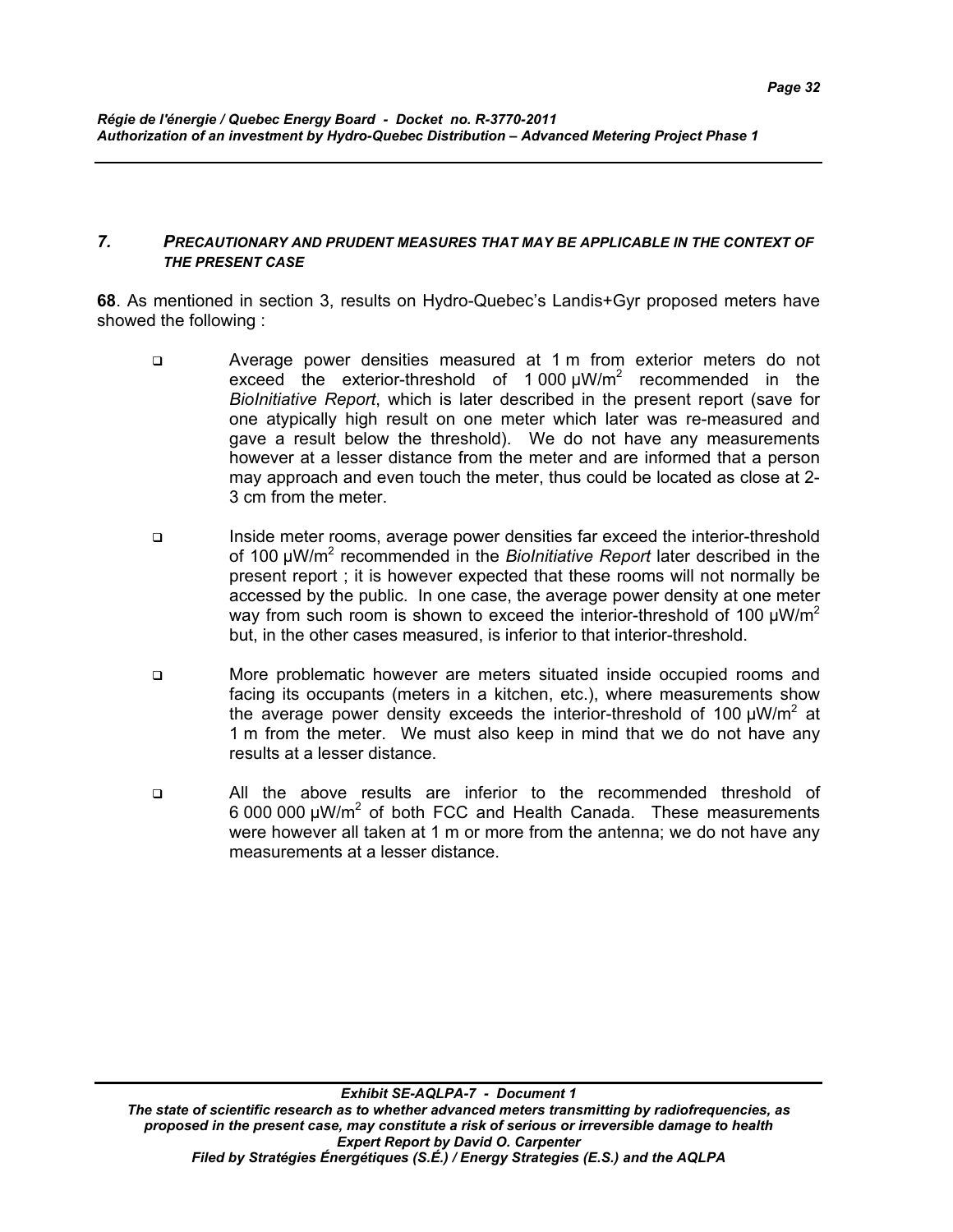## 7. *PRECAUTIONARY AND PRUDENT MEASURES THAT MAY BE APPLICABLE IN THE CONTEXT OF THE PRESENT CASE*

**68**. As mentioned in section 3, results on Hydro-Quebec's Landis+Gyr proposed meters have showed the following :

- Average power densities measured at 1 m from exterior meters do not exceed the exterior-threshold of 1 000 μW/m$^2$ recommended in the *BioInitiative Report*, which is later described in the present report (save for one atypically high result on one meter which later was re-measured and gave a result below the threshold). We do not have any measurements however at a lesser distance from the meter and are informed that a person may approach and even touch the meter, thus could be located as close at 2-3 cm from the meter.

- Inside meter rooms, average power densities far exceed the interior-threshold of 100 μW/m$^2$ recommended in the *BioInitiative Report* later described in the present report ; it is however expected that these rooms will not normally be accessed by the public. In one case, the average power density at one meter way from such room is shown to exceed the interior-threshold of 100 μW/m$^2$ but, in the other cases measured, is inferior to that interior-threshold.

- More problematic however are meters situated inside occupied rooms and facing its occupants (meters in a kitchen, etc.), where measurements show the average power density exceeds the interior-threshold of 100 μW/m$^2$ at 1 m from the meter. We must also keep in mind that we do not have any results at a lesser distance.

- All the above results are inferior to the recommended threshold of 6 000 000 μW/m$^2$ of both FCC and Health Canada. These measurements were however all taken at 1 m or more from the antenna; we do not have any measurements at a lesser distance.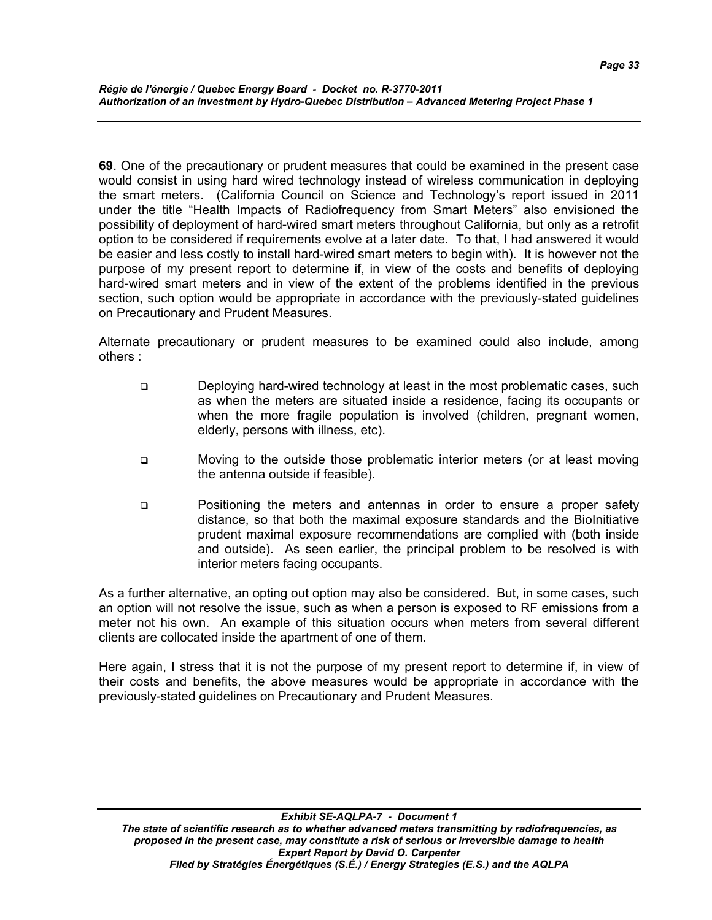**69**. One of the precautionary or prudent measures that could be examined in the present case would consist in using hard wired technology instead of wireless communication in deploying the smart meters. (California Council on Science and Technology's report issued in 2011 under the title "Health Impacts of Radiofrequency from Smart Meters" also envisioned the possibility of deployment of hard-wired smart meters throughout California, but only as a retrofit option to be considered if requirements evolve at a later date. To that, I had answered it would be easier and less costly to install hard-wired smart meters to begin with). It is however not the purpose of my present report to determine if, in view of the costs and benefits of deploying hard-wired smart meters and in view of the extent of the problems identified in the previous section, such option would be appropriate in accordance with the previously-stated guidelines on Precautionary and Prudent Measures.

Alternate precautionary or prudent measures to be examined could also include, among others :

- Deploying hard-wired technology at least in the most problematic cases, such as when the meters are situated inside a residence, facing its occupants or when the more fragile population is involved (children, pregnant women, elderly, persons with illness, etc).
- Moving to the outside those problematic interior meters (or at least moving the antenna outside if feasible).
- Positioning the meters and antennas in order to ensure a proper safety distance, so that both the maximal exposure standards and the BioInitiative prudent maximal exposure recommendations are complied with (both inside and outside). As seen earlier, the principal problem to be resolved is with interior meters facing occupants.

As a further alternative, an opting out option may also be considered. But, in some cases, such an option will not resolve the issue, such as when a person is exposed to RF emissions from a meter not his own. An example of this situation occurs when meters from several different clients are collocated inside the apartment of one of them.

Here again, I stress that it is not the purpose of my present report to determine if, in view of their costs and benefits, the above measures would be appropriate in accordance with the previously-stated guidelines on Precautionary and Prudent Measures.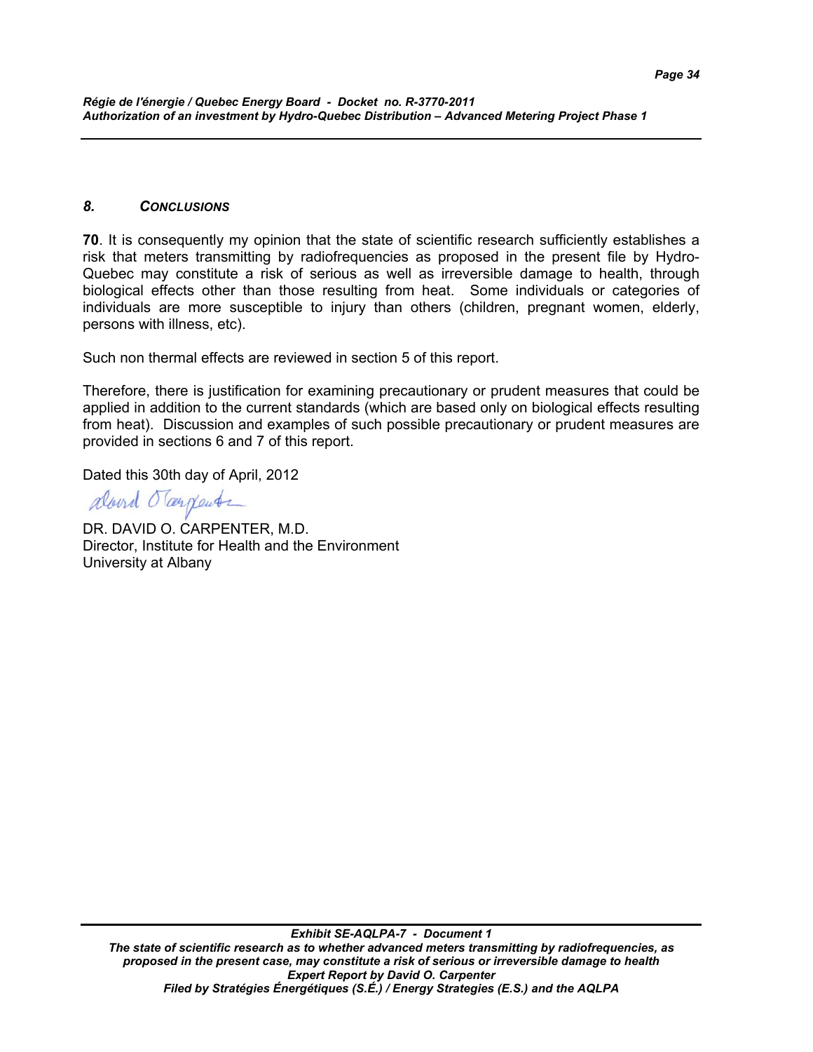## *8. CONCLUSIONS*

**70**. It is consequently my opinion that the state of scientific research sufficiently establishes a risk that meters transmitting by radiofrequencies as proposed in the present file by Hydro-Quebec may constitute a risk of serious as well as irreversible damage to health, through biological effects other than those resulting from heat. Some individuals or categories of individuals are more susceptible to injury than others (children, pregnant women, elderly, persons with illness, etc).

Such non thermal effects are reviewed in section 5 of this report.

Therefore, there is justification for examining precautionary or prudent measures that could be applied in addition to the current standards (which are based only on biological effects resulting from heat). Discussion and examples of such possible precautionary or prudent measures are provided in sections 6 and 7 of this report.

Dated this 30th day of April, 2012

David O Carpenter

DR. DAVID O. CARPENTER, M.D.
Director, Institute for Health and the Environment
University at Albany